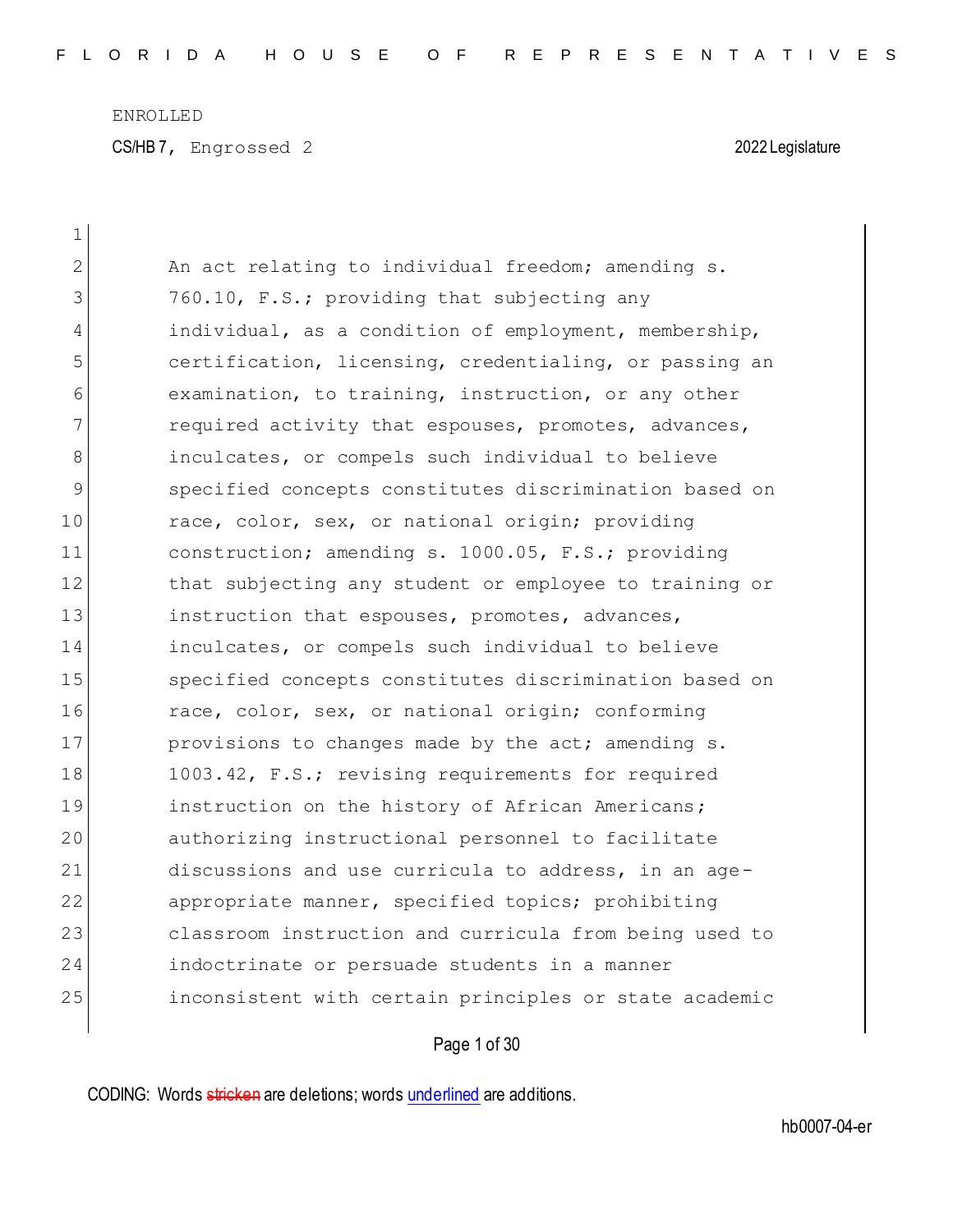ENROLLED

CS/HB 7, Engrossed 2 2022 Legislature

An act relating to individual freedom; amending s. 760.10, F.S.; providing that subjecting any individual, as a condition of employment, membership, certification, licensing, credentialing, or passing an examination, to training, instruction, or any other required activity that espouses, promotes, advances, inculcates, or compels such individual to believe specified concepts constitutes discrimination based on race, color, sex, or national origin; providing construction; amending s. 1000.05, F.S.; providing that subjecting any student or employee to training or instruction that espouses, promotes, advances, inculcates, or compels such individual to believe specified concepts constitutes discrimination based on race, color, sex, or national origin; conforming provisions to changes made by the act; amending s. 1003.42, F.S.; revising requirements for required instruction on the history of African Americans; authorizing instructional personnel to facilitate discussions and use curricula to address, in an age-appropriate manner, specified topics; prohibiting classroom instruction and curricula from being used to indoctrinate or persuade students in a manner inconsistent with certain principles or state academic

CODING: Words stricken are deletions; words underlined are additions.

hb0007-04-er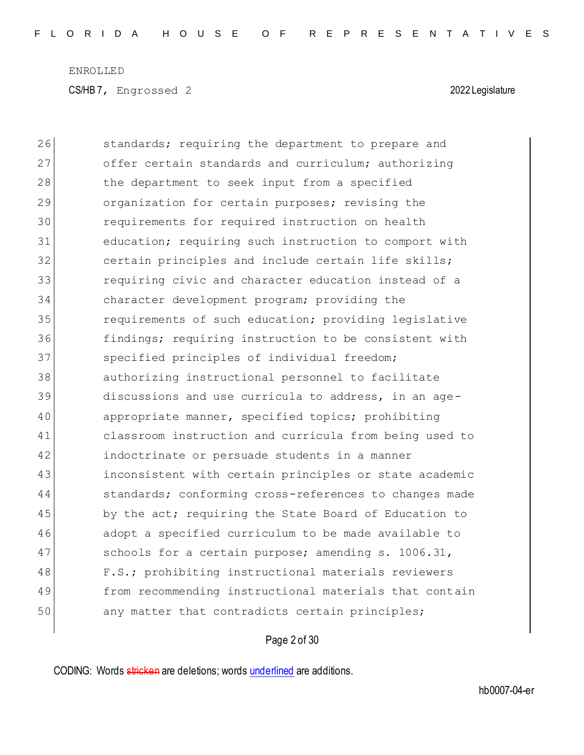standards; requiring the department to prepare and offer certain standards and curriculum; authorizing the department to seek input from a specified organization for certain purposes; revising the requirements for required instruction on health education; requiring such instruction to comport with certain principles and include certain life skills; requiring civic and character education instead of a character development program; providing the requirements of such education; providing legislative findings; requiring instruction to be consistent with specified principles of individual freedom; authorizing instructional personnel to facilitate discussions and use curricula to address, in an age-appropriate manner, specified topics; prohibiting classroom instruction and curricula from being used to indoctrinate or persuade students in a manner inconsistent with certain principles or state academic standards; conforming cross-references to changes made by the act; requiring the State Board of Education to adopt a specified curriculum to be made available to schools for a certain purpose; amending s. 1006.31, F.S.; prohibiting instructional materials reviewers from recommending instructional materials that contain any matter that contradicts certain principles;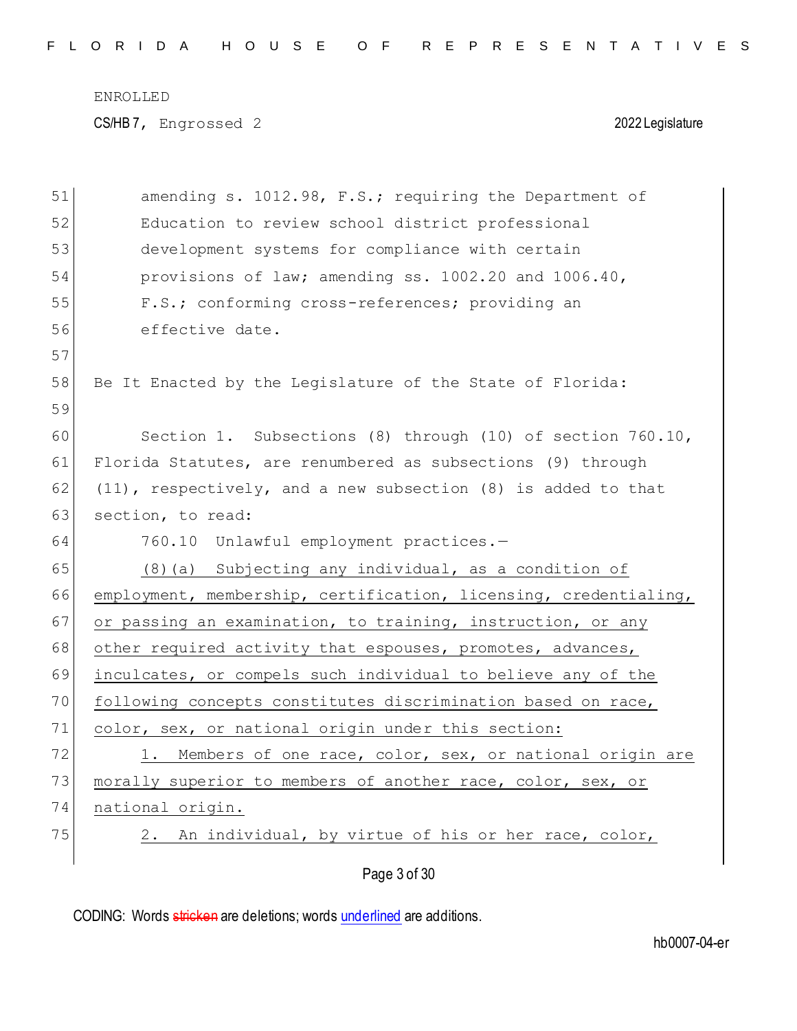amending s. 1012.98, F.S.; requiring the Department of Education to review school district professional development systems for compliance with certain provisions of law; amending ss. 1002.20 and 1006.40, F.S.; conforming cross-references; providing an effective date.

Be It Enacted by the Legislature of the State of Florida:

Section 1. Subsections (8) through (10) of section 760.10, Florida Statutes, are renumbered as subsections (9) through (11), respectively, and a new subsection (8) is added to that section, to read:

760.10 Unlawful employment practices.—

<u>(8)(a) Subjecting any individual, as a condition of employment, membership, certification, licensing, credentialing, or passing an examination, to training, instruction, or any other required activity that espouses, promotes, advances, inculcates, or compels such individual to believe any of the following concepts constitutes discrimination based on race, color, sex, or national origin under this section:</u>

<u>1. Members of one race, color, sex, or national origin are morally superior to members of another race, color, sex, or national origin.</u>

<u>2. An individual, by virtue of his or her race, color,</u>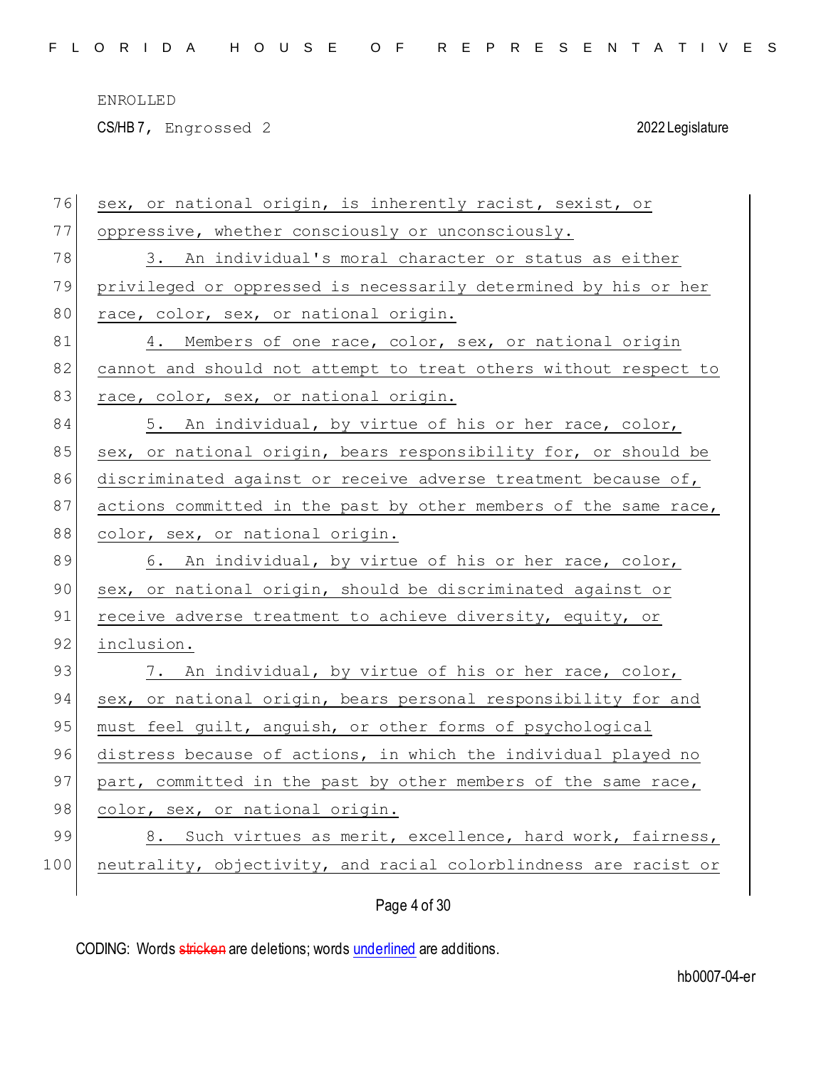sex, or national origin, is inherently racist, sexist, or oppressive, whether consciously or unconsciously.

3. An individual's moral character or status as either privileged or oppressed is necessarily determined by his or her race, color, sex, or national origin.

4. Members of one race, color, sex, or national origin cannot and should not attempt to treat others without respect to race, color, sex, or national origin.

5. An individual, by virtue of his or her race, color, sex, or national origin, bears responsibility for, or should be discriminated against or receive adverse treatment because of, actions committed in the past by other members of the same race, color, sex, or national origin.

6. An individual, by virtue of his or her race, color, sex, or national origin, should be discriminated against or receive adverse treatment to achieve diversity, equity, or inclusion.

7. An individual, by virtue of his or her race, color, sex, or national origin, bears personal responsibility for and must feel guilt, anguish, or other forms of psychological distress because of actions, in which the individual played no part, committed in the past by other members of the same race, color, sex, or national origin.

8. Such virtues as merit, excellence, hard work, fairness, neutrality, objectivity, and racial colorblindness are racist or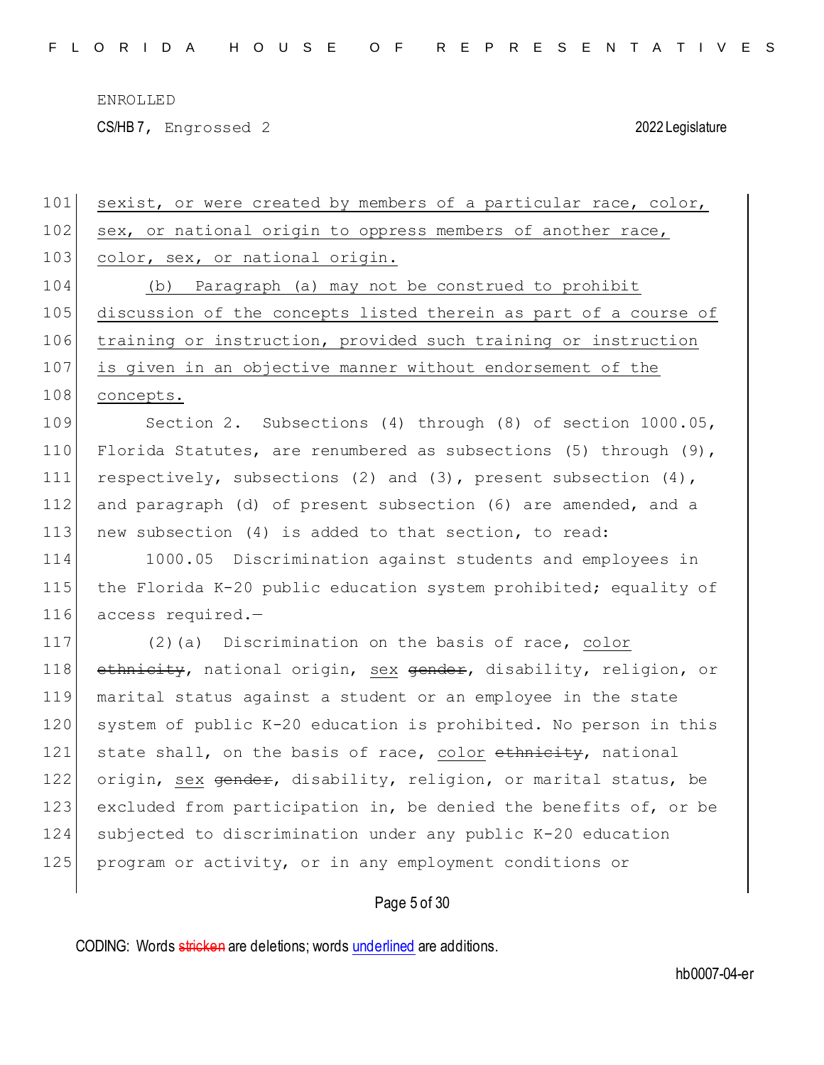sexist, or were created by members of a particular race, color, sex, or national origin to oppress members of another race, color, sex, or national origin.

(b) Paragraph (a) may not be construed to prohibit discussion of the concepts listed therein as part of a course of training or instruction, provided such training or instruction is given in an objective manner without endorsement of the concepts.

Section 2. Subsections (4) through (8) of section 1000.05, Florida Statutes, are renumbered as subsections (5) through (9), respectively, subsections (2) and (3), present subsection (4), and paragraph (d) of present subsection (6) are amended, and a new subsection (4) is added to that section, to read:

1000.05 Discrimination against students and employees in the Florida K-20 public education system prohibited; equality of access required.—

(2)(a) Discrimination on the basis of race, color ~~ethnicity~~, national origin, sex ~~gender~~, disability, religion, or marital status against a student or an employee in the state system of public K-20 education is prohibited. No person in this state shall, on the basis of race, color ~~ethnicity~~, national origin, sex ~~gender~~, disability, religion, or marital status, be excluded from participation in, be denied the benefits of, or be subjected to discrimination under any public K-20 education program or activity, or in any employment conditions or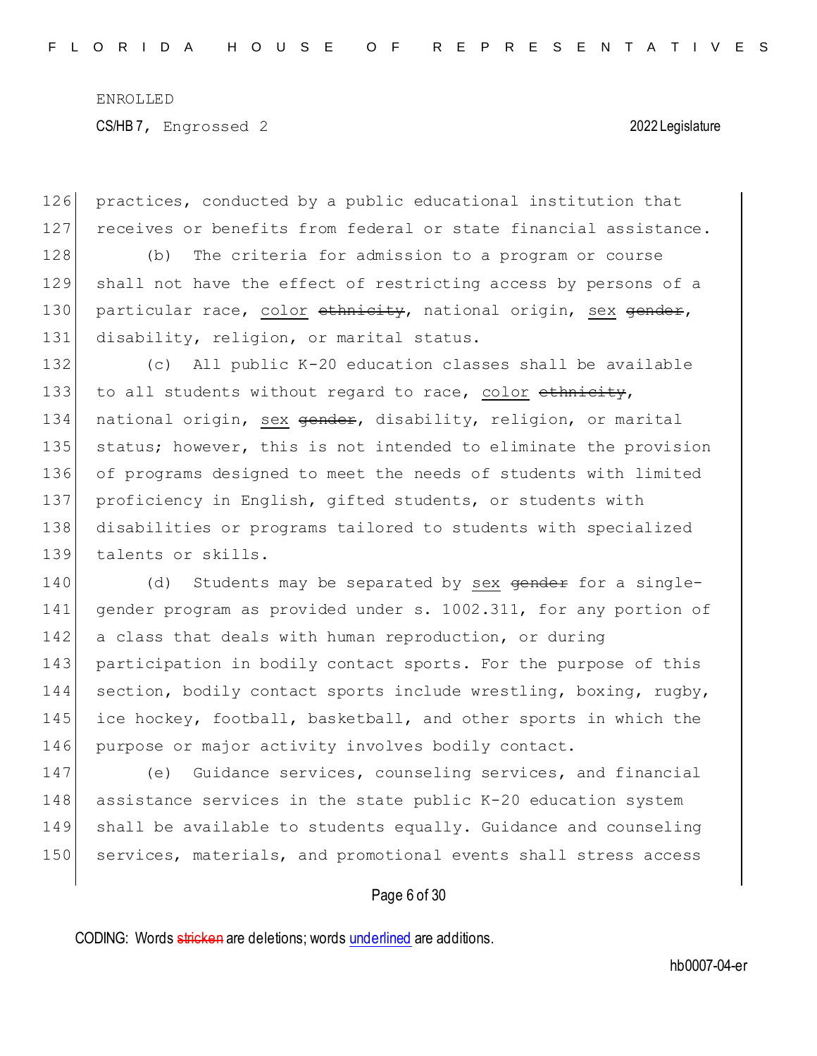practices, conducted by a public educational institution that receives or benefits from federal or state financial assistance.

(b) The criteria for admission to a program or course shall not have the effect of restricting access by persons of a particular race, <u>color</u> ~~ethnicity~~, national origin, <u>sex</u> ~~gender~~, disability, religion, or marital status.

(c) All public K-20 education classes shall be available to all students without regard to race, <u>color</u> ~~ethnicity~~, national origin, <u>sex</u> ~~gender~~, disability, religion, or marital status; however, this is not intended to eliminate the provision of programs designed to meet the needs of students with limited proficiency in English, gifted students, or students with disabilities or programs tailored to students with specialized talents or skills.

(d) Students may be separated by <u>sex</u> ~~gender~~ for a single-gender program as provided under s. 1002.311, for any portion of a class that deals with human reproduction, or during participation in bodily contact sports. For the purpose of this section, bodily contact sports include wrestling, boxing, rugby, ice hockey, football, basketball, and other sports in which the purpose or major activity involves bodily contact.

(e) Guidance services, counseling services, and financial assistance services in the state public K-20 education system shall be available to students equally. Guidance and counseling services, materials, and promotional events shall stress access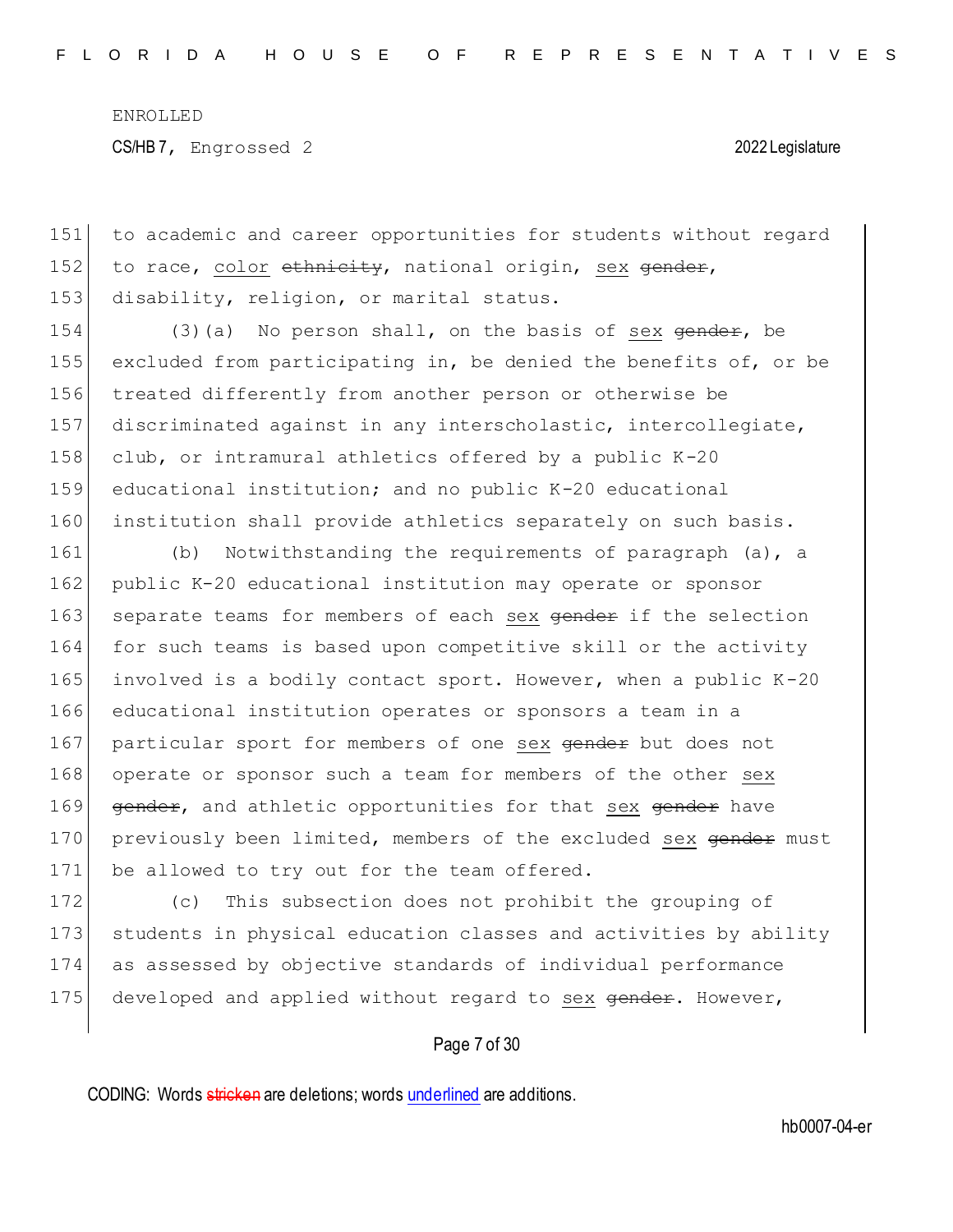151 to academic and career opportunities for students without regard
152 to race, <u>color</u> ~~ethnicity~~, national origin, <u>sex</u> ~~gender~~,
153 disability, religion, or marital status.

154 (3)(a) No person shall, on the basis of <u>sex</u> ~~gender~~, be
155 excluded from participating in, be denied the benefits of, or be
156 treated differently from another person or otherwise be
157 discriminated against in any interscholastic, intercollegiate,
158 club, or intramural athletics offered by a public K-20
159 educational institution; and no public K-20 educational
160 institution shall provide athletics separately on such basis.

161 (b) Notwithstanding the requirements of paragraph (a), a
162 public K-20 educational institution may operate or sponsor
163 separate teams for members of each <u>sex</u> ~~gender~~ if the selection
164 for such teams is based upon competitive skill or the activity
165 involved is a bodily contact sport. However, when a public K-20
166 educational institution operates or sponsors a team in a
167 particular sport for members of one <u>sex</u> ~~gender~~ but does not
168 operate or sponsor such a team for members of the other <u>sex</u>
169 ~~gender~~, and athletic opportunities for that <u>sex</u> ~~gender~~ have
170 previously been limited, members of the excluded <u>sex</u> ~~gender~~ must
171 be allowed to try out for the team offered.

172 (c) This subsection does not prohibit the grouping of
173 students in physical education classes and activities by ability
174 as assessed by objective standards of individual performance
175 developed and applied without regard to <u>sex</u> ~~gender~~. However,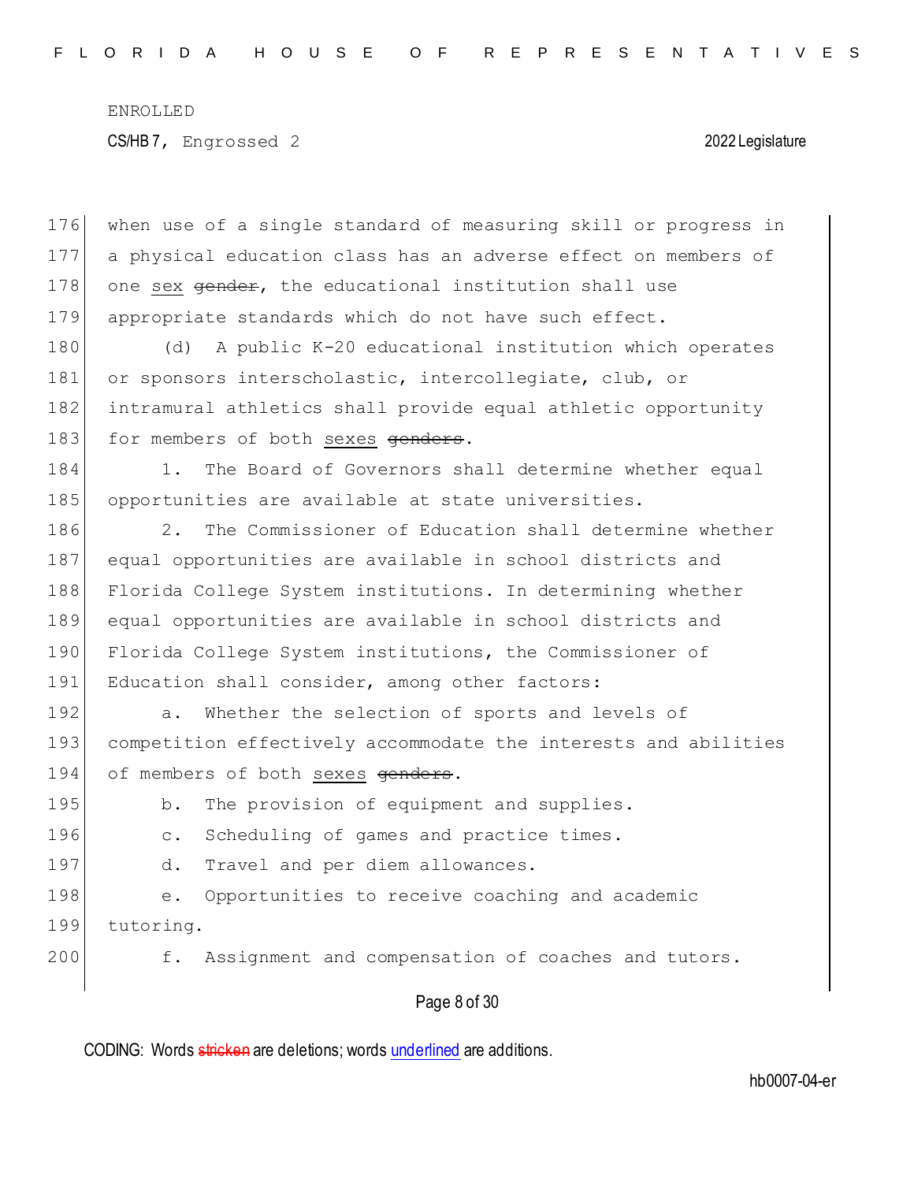176 when use of a single standard of measuring skill or progress in
177 a physical education class has an adverse effect on members of
178 one sex ~~gender~~, the educational institution shall use
179 appropriate standards which do not have such effect.

180 (d) A public K-20 educational institution which operates
181 or sponsors interscholastic, intercollegiate, club, or
182 intramural athletics shall provide equal athletic opportunity
183 for members of both sexes ~~genders~~.

184 1. The Board of Governors shall determine whether equal
185 opportunities are available at state universities.

186 2. The Commissioner of Education shall determine whether
187 equal opportunities are available in school districts and
188 Florida College System institutions. In determining whether
189 equal opportunities are available in school districts and
190 Florida College System institutions, the Commissioner of
191 Education shall consider, among other factors:

192 a. Whether the selection of sports and levels of
193 competition effectively accommodate the interests and abilities
194 of members of both sexes ~~genders~~.

195 b. The provision of equipment and supplies.

196 c. Scheduling of games and practice times.

197 d. Travel and per diem allowances.

198 e. Opportunities to receive coaching and academic
199 tutoring.

200 f. Assignment and compensation of coaches and tutors.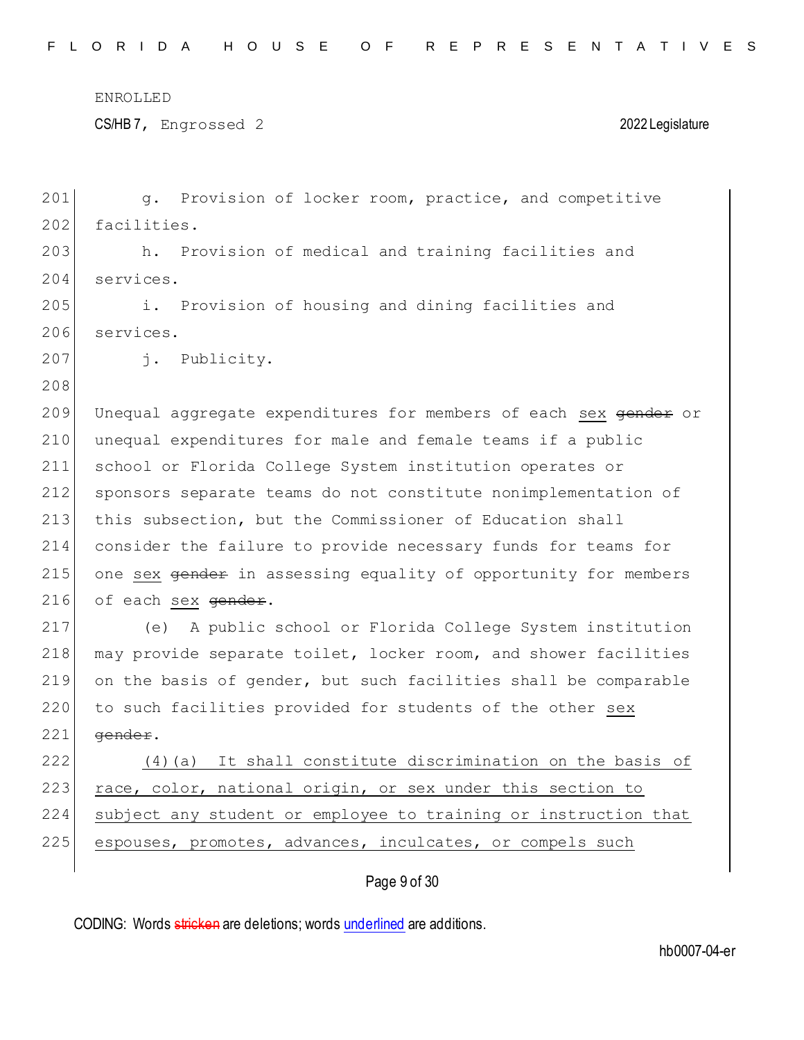g. Provision of locker room, practice, and competitive facilities.

h. Provision of medical and training facilities and services.

i. Provision of housing and dining facilities and services.

j. Publicity.

Unequal aggregate expenditures for members of each <u>sex</u> ~~gender~~ or unequal expenditures for male and female teams if a public school or Florida College System institution operates or sponsors separate teams do not constitute nonimplementation of this subsection, but the Commissioner of Education shall consider the failure to provide necessary funds for teams for one <u>sex</u> ~~gender~~ in assessing equality of opportunity for members of each <u>sex</u> ~~gender~~.

(e) A public school or Florida College System institution may provide separate toilet, locker room, and shower facilities on the basis of gender, but such facilities shall be comparable to such facilities provided for students of the other <u>sex</u> ~~gender~~.

<u>(4)(a) It shall constitute discrimination on the basis of race, color, national origin, or sex under this section to subject any student or employee to training or instruction that espouses, promotes, advances, inculcates, or compels such</u>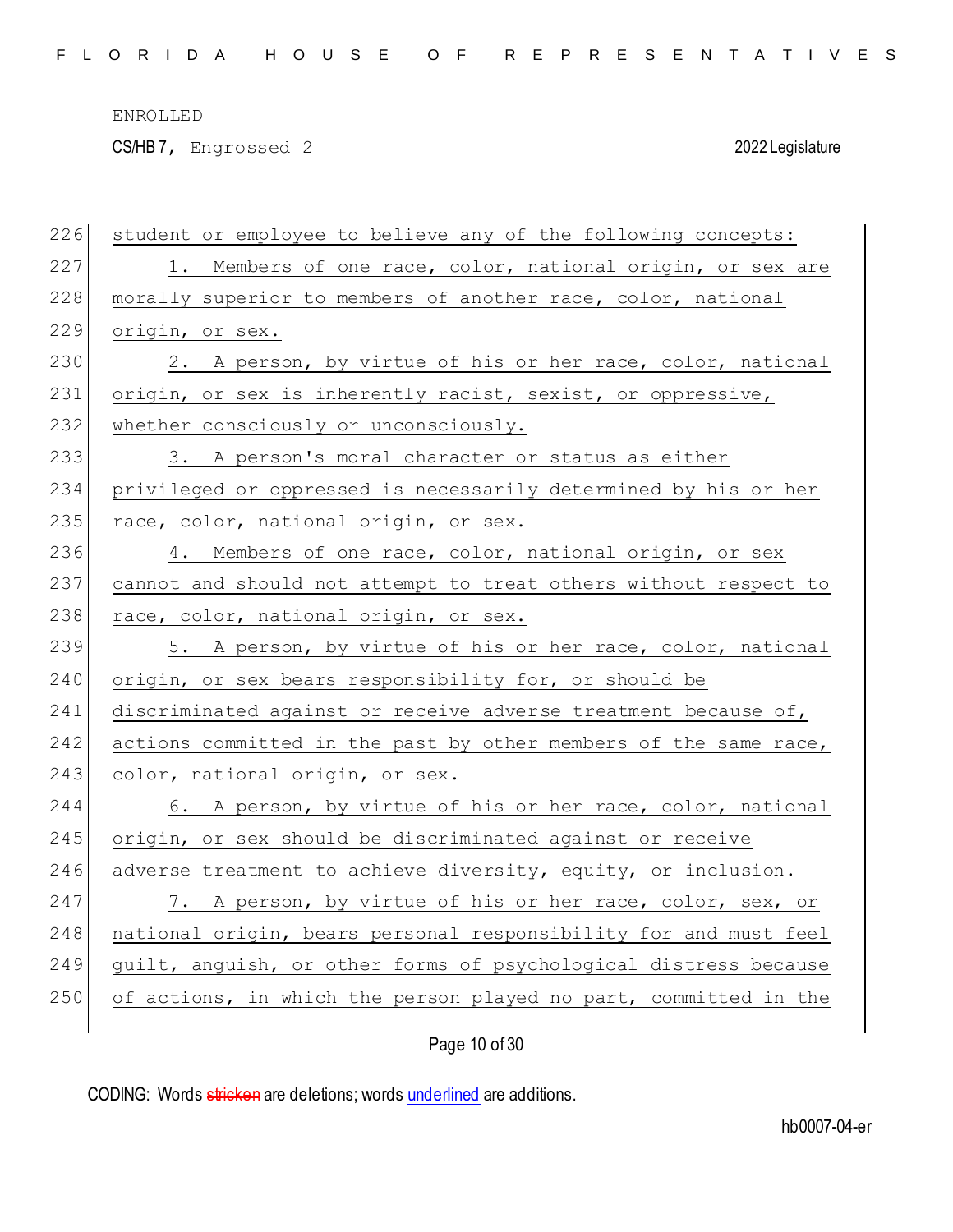student or employee to believe any of the following concepts:

1. Members of one race, color, national origin, or sex are morally superior to members of another race, color, national origin, or sex.

2. A person, by virtue of his or her race, color, national origin, or sex is inherently racist, sexist, or oppressive, whether consciously or unconsciously.

3. A person's moral character or status as either privileged or oppressed is necessarily determined by his or her race, color, national origin, or sex.

4. Members of one race, color, national origin, or sex cannot and should not attempt to treat others without respect to race, color, national origin, or sex.

5. A person, by virtue of his or her race, color, national origin, or sex bears responsibility for, or should be discriminated against or receive adverse treatment because of, actions committed in the past by other members of the same race, color, national origin, or sex.

6. A person, by virtue of his or her race, color, national origin, or sex should be discriminated against or receive adverse treatment to achieve diversity, equity, or inclusion.

7. A person, by virtue of his or her race, color, sex, or national origin, bears personal responsibility for and must feel guilt, anguish, or other forms of psychological distress because of actions, in which the person played no part, committed in the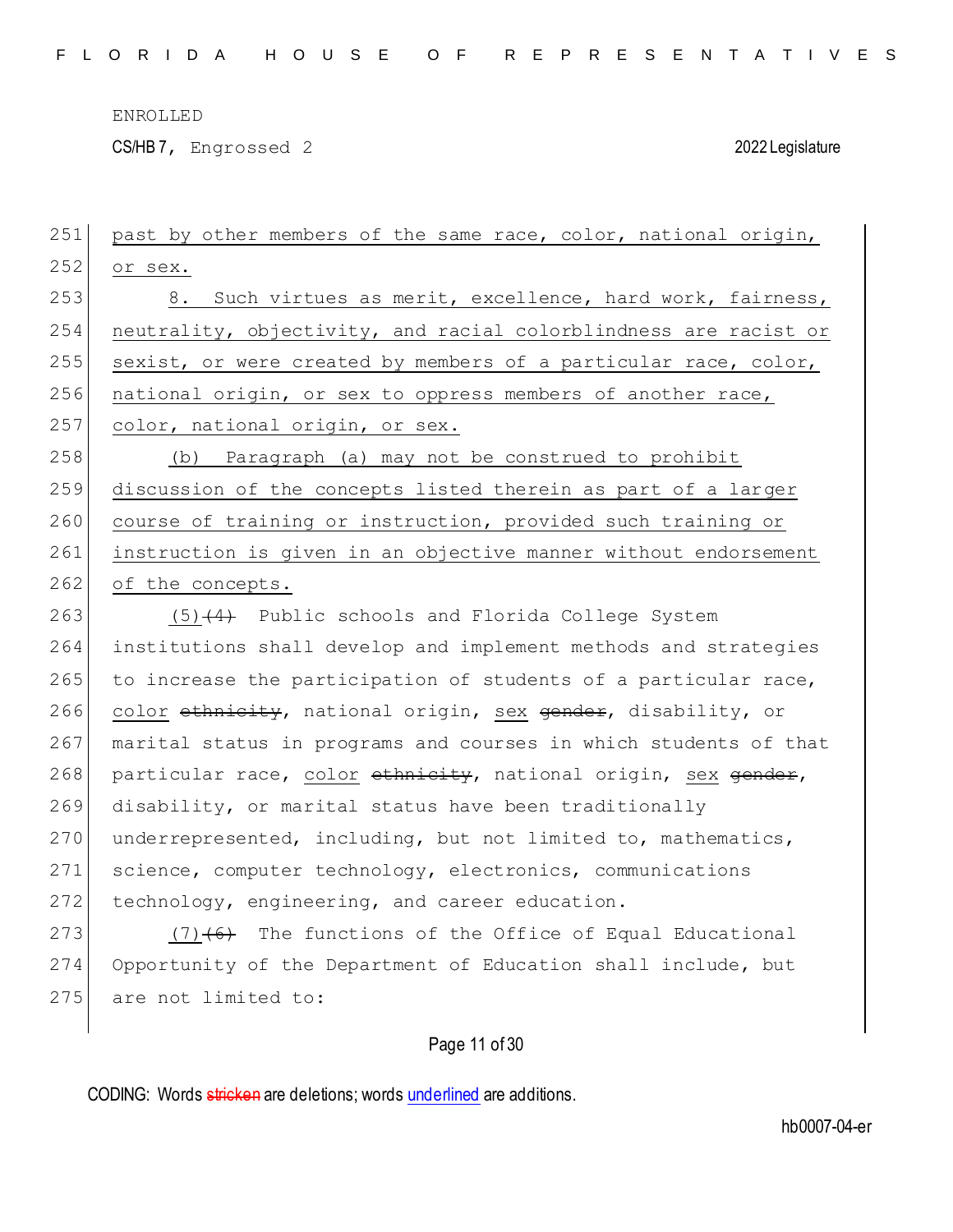past by other members of the same race, color, national origin, or sex.

8. Such virtues as merit, excellence, hard work, fairness, neutrality, objectivity, and racial colorblindness are racist or sexist, or were created by members of a particular race, color, national origin, or sex to oppress members of another race, color, national origin, or sex.

(b) Paragraph (a) may not be construed to prohibit discussion of the concepts listed therein as part of a larger course of training or instruction, provided such training or instruction is given in an objective manner without endorsement of the concepts.

(5) ~~(4)~~ Public schools and Florida College System institutions shall develop and implement methods and strategies to increase the participation of students of a particular race, color ~~ethnicity~~, national origin, sex ~~gender~~, disability, or marital status in programs and courses in which students of that particular race, color ~~ethnicity~~, national origin, sex ~~gender~~, disability, or marital status have been traditionally underrepresented, including, but not limited to, mathematics, science, computer technology, electronics, communications technology, engineering, and career education.

(7) ~~(6)~~ The functions of the Office of Equal Educational Opportunity of the Department of Education shall include, but are not limited to: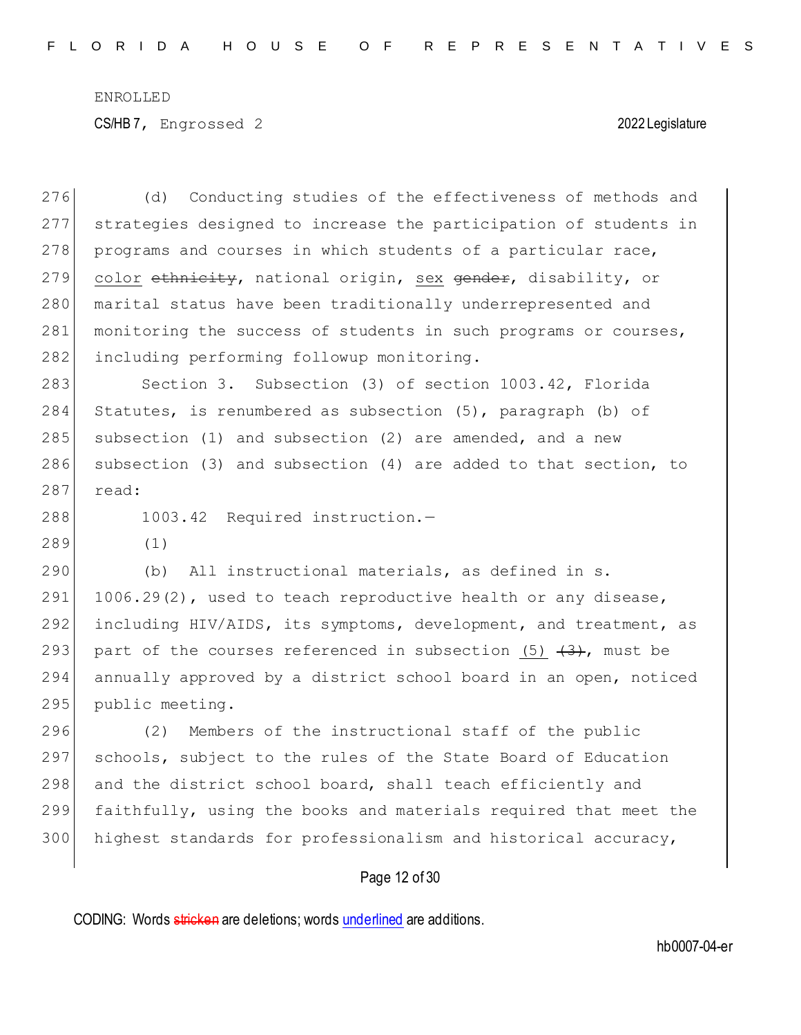(d) Conducting studies of the effectiveness of methods and strategies designed to increase the participation of students in programs and courses in which students of a particular race, <u>color</u> ~~ethnicity~~, national origin, <u>sex</u> ~~gender~~, disability, or marital status have been traditionally underrepresented and monitoring the success of students in such programs or courses, including performing followup monitoring.

Section 3. Subsection (3) of section 1003.42, Florida Statutes, is renumbered as subsection (5), paragraph (b) of subsection (1) and subsection (2) are amended, and a new subsection (3) and (4) are added to that section, to read:

1003.42 Required instruction.—

(1)

(b) All instructional materials, as defined in s. 1006.29(2), used to teach reproductive health or any disease, including HIV/AIDS, its symptoms, development, and treatment, as part of the courses referenced in subsection <u>(5)</u> ~~(3)~~, must be annually approved by a district school board in an open, noticed public meeting.

(2) Members of the instructional staff of the public schools, subject to the rules of the State Board of Education and the district school board, shall teach efficiently and faithfully, using the books and materials required that meet the highest standards for professionalism and historical accuracy,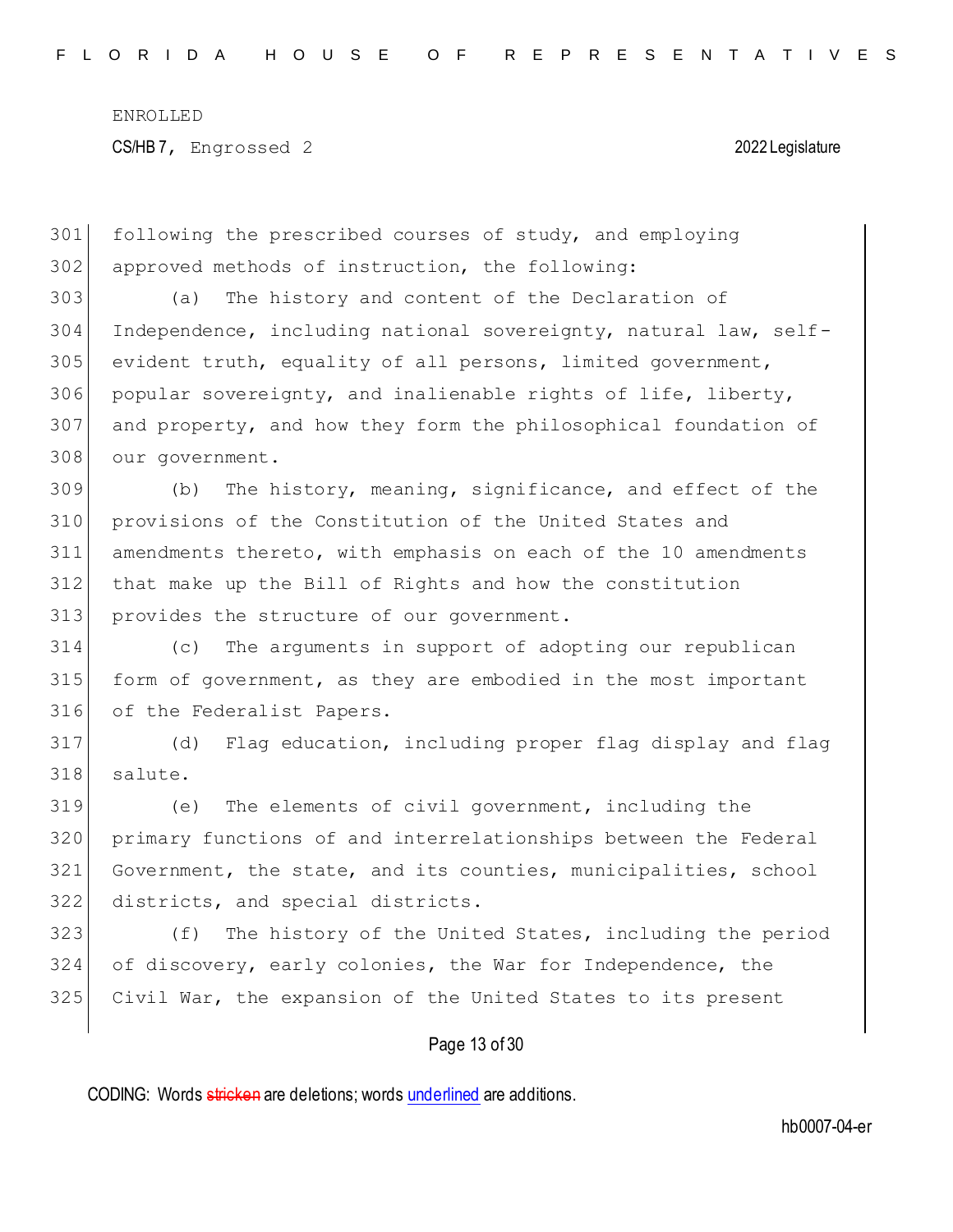following the prescribed courses of study, and employing approved methods of instruction, the following:

(a) The history and content of the Declaration of Independence, including national sovereignty, natural law, self-evident truth, equality of all persons, limited government, popular sovereignty, and inalienable rights of life, liberty, and property, and how they form the philosophical foundation of our government.

(b) The history, meaning, significance, and effect of the provisions of the Constitution of the United States and amendments thereto, with emphasis on each of the 10 amendments that make up the Bill of Rights and how the constitution provides the structure of our government.

(c) The arguments in support of adopting our republican form of government, as they are embodied in the most important of the Federalist Papers.

(d) Flag education, including proper flag display and flag salute.

(e) The elements of civil government, including the primary functions of and interrelationships between the Federal Government, the state, and its counties, municipalities, school districts, and special districts.

(f) The history of the United States, including the period of discovery, early colonies, the War for Independence, the Civil War, the expansion of the United States to its present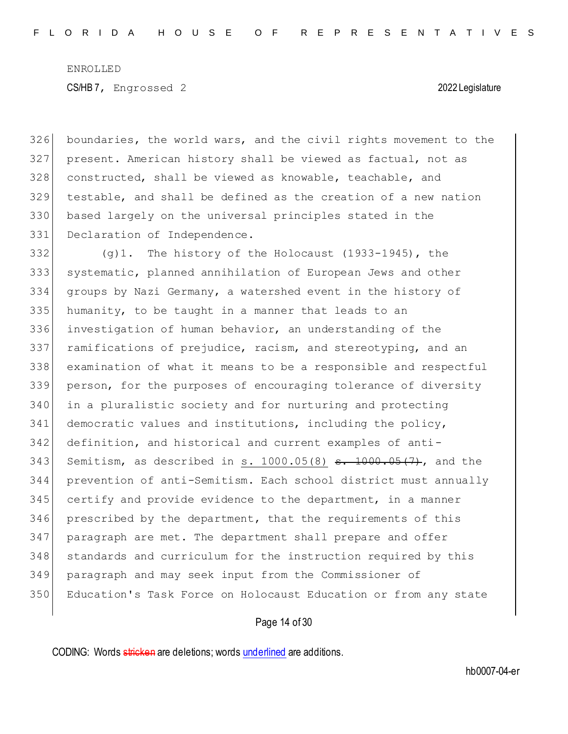326 boundaries, the world wars, and the civil rights movement to the
327 present. American history shall be viewed as factual, not as
328 constructed, shall be viewed as knowable, teachable, and
329 testable, and shall be defined as the creation of a new nation
330 based largely on the universal principles stated in the
331 Declaration of Independence.

332 (g)1. The history of the Holocaust (1933-1945), the
333 systematic, planned annihilation of European Jews and other
334 groups by Nazi Germany, a watershed event in the history of
335 humanity, to be taught in a manner that leads to an
336 investigation of human behavior, an understanding of the
337 ramifications of prejudice, racism, and stereotyping, and an
338 examination of what it means to be a responsible and respectful
339 person, for the purposes of encouraging tolerance of diversity
340 in a pluralistic society and for nurturing and protecting
341 democratic values and institutions, including the policy,
342 definition, and historical and current examples of anti-
343 Semitism, as described in <u>s. 1000.05(8)</u> ~~s. 1000.05(7)~~, and the
344 prevention of anti-Semitism. Each school district must annually
345 certify and provide evidence to the department, in a manner
346 prescribed by the department, that the requirements of this
347 paragraph are met. The department shall prepare and offer
348 standards and curriculum for the instruction required by this
349 paragraph and may seek input from the Commissioner of
350 Education's Task Force on Holocaust Education or from any state

CODING: Words ~~stricken~~ are deletions; words <u>underlined</u> are additions.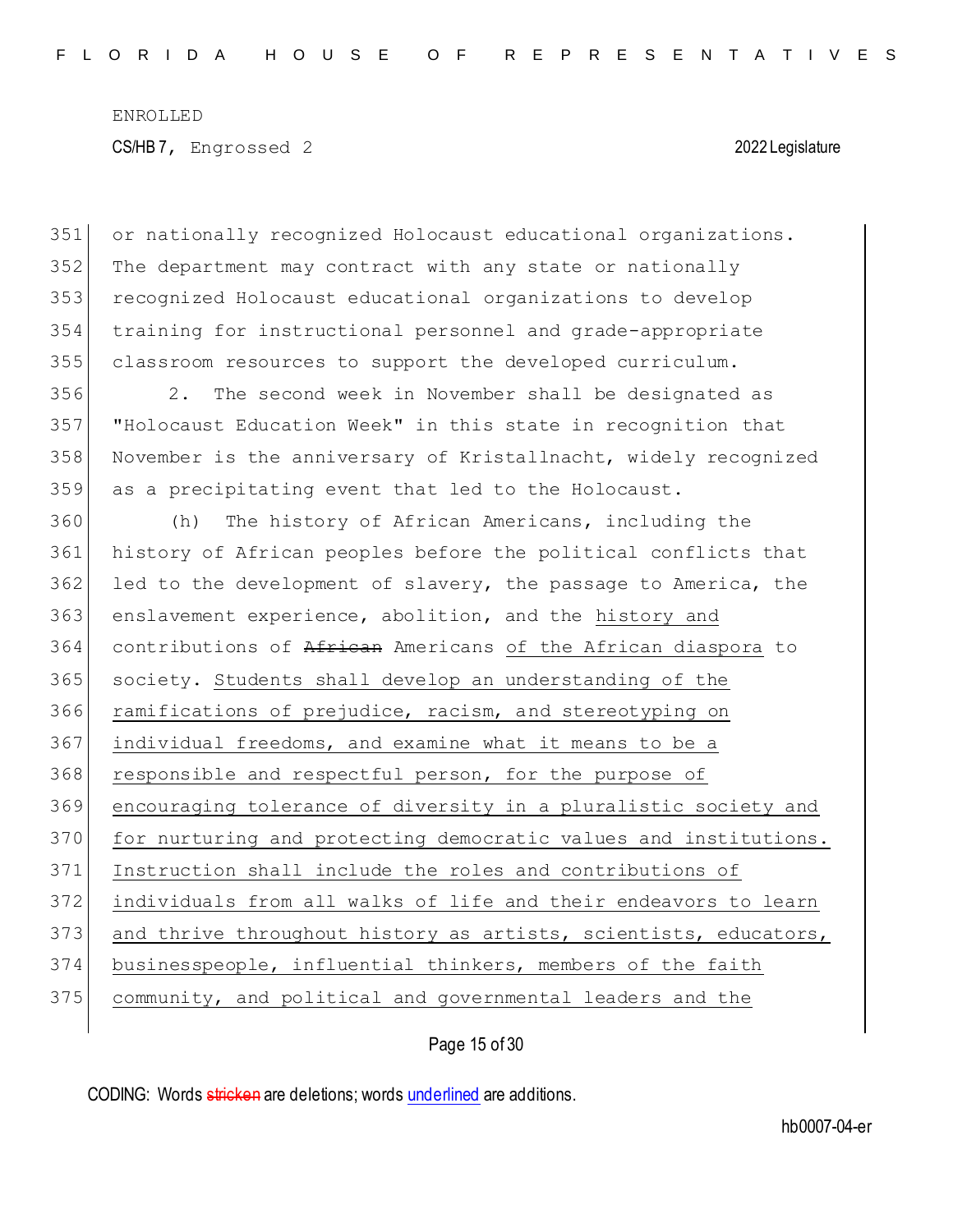351 or nationally recognized Holocaust educational organizations.
352 The department may contract with any state or nationally
353 recognized Holocaust educational organizations to develop
354 training for instructional personnel and grade-appropriate
355 classroom resources to support the developed curriculum.

356 2. The second week in November shall be designated as
357 "Holocaust Education Week" in this state in recognition that
358 November is the anniversary of Kristallnacht, widely recognized
359 as a precipitating event that led to the Holocaust.

360 (h) The history of African Americans, including the
361 history of African peoples before the political conflicts that
362 led to the development of slavery, the passage to America, the
363 enslavement experience, abolition, and the <u>history and</u>
364 contributions of ~~African~~ Americans <u>of the African diaspora</u> to
365 society. <u>Students shall develop an understanding of the</u>
366 <u>ramifications of prejudice, racism, and stereotyping on</u>
367 <u>individual freedoms, and examine what it means to be a</u>
368 <u>responsible and respectful person, for the purpose of</u>
369 <u>encouraging tolerance of diversity in a pluralistic society and</u>
370 <u>for nurturing and protecting democratic values and institutions.</u>
371 <u>Instruction shall include the roles and contributions of</u>
372 <u>individuals from all walks of life and their endeavors to learn</u>
373 <u>and thrive throughout history as artists, scientists, educators,</u>
374 <u>businesspeople, influential thinkers, members of the faith</u>
375 <u>community, and political and governmental leaders and the</u>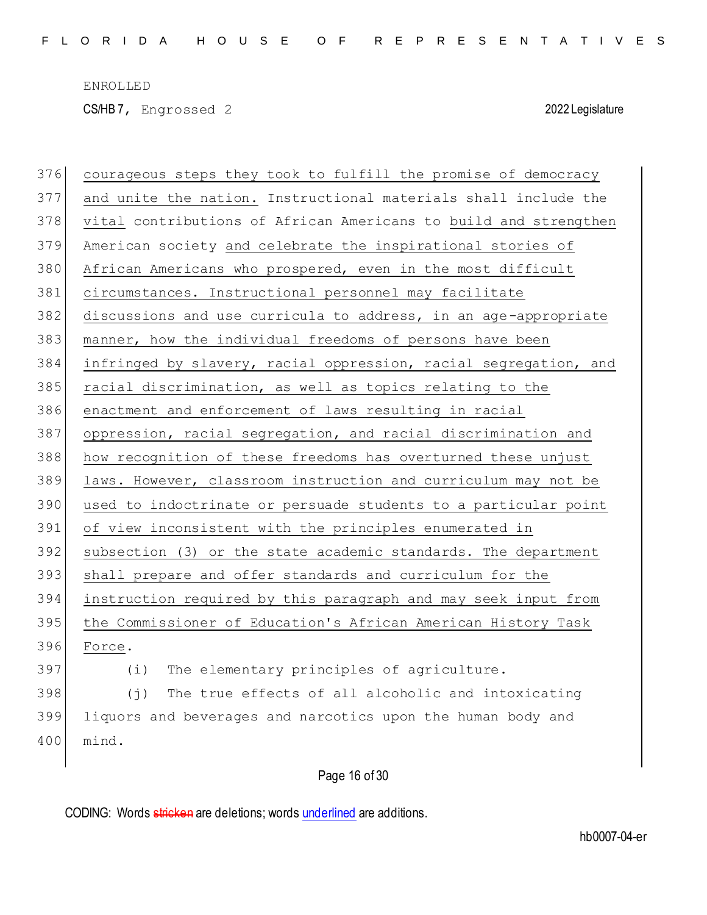courageous steps they took to fulfill the promise of democracy and unite the nation. Instructional materials shall include the vital contributions of African Americans to build and strengthen American society and celebrate the inspirational stories of African Americans who prospered, even in the most difficult circumstances. Instructional personnel may facilitate discussions and use curricula to address, in an age-appropriate manner, how the individual freedoms of persons have been infringed by slavery, racial oppression, racial segregation, and racial discrimination, as well as topics relating to the enactment and enforcement of laws resulting in racial oppression, racial segregation, and racial discrimination and how recognition of these freedoms has overturned these unjust laws. However, classroom instruction and curriculum may not be used to indoctrinate or persuade students to a particular point of view inconsistent with the principles enumerated in subsection (3) or the state academic standards. The department shall prepare and offer standards and curriculum for the instruction required by this paragraph and may seek input from the Commissioner of Education's African American History Task Force.

(i) The elementary principles of agriculture.

(j) The true effects of all alcoholic and intoxicating liquors and beverages and narcotics upon the human body and mind.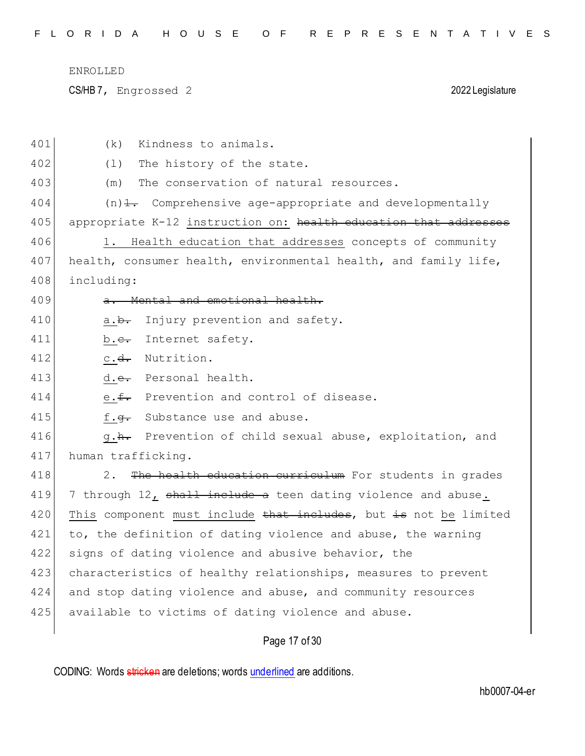ENROLLED

CS/HB 7, Engrossed 2 2022 Legislature

401 (k) Kindness to animals.

402 (l) The history of the state.

403 (m) The conservation of natural resources.

404 (n)~~1.~~ Comprehensive age-appropriate and developmentally

405 appropriate K-12 <u>instruction on:</u> ~~health education that addresses~~

406 <u>1. Health education that addresses</u> concepts of community

407 health, consumer health, environmental health, and family life,

408 including:

409 ~~a. Mental and emotional health.~~

410 <u>a.</u>~~b.~~ Injury prevention and safety.

411 <u>b.</u>~~c.~~ Internet safety.

412 <u>c.</u>~~d.~~ Nutrition.

413 <u>d.</u>~~e.~~ Personal health.

414 <u>e.</u>~~f.~~ Prevention and control of disease.

415 <u>f.</u>~~g.~~ Substance use and abuse.

416 <u>g.</u>~~h.~~ Prevention of child sexual abuse, exploitation, and

417 human trafficking.

418 2. ~~The health education curriculum~~ For students in grades

419 7 through 12<u>,</u> ~~shall include a~~ teen dating violence and abuse<u>.</u>

420 <u>This</u> component <u>must include</u> ~~that includes~~, but ~~is~~ not <u>be</u> limited

421 to, the definition of dating violence and abuse, the warning

422 signs of dating violence and abusive behavior, the

423 characteristics of healthy relationships, measures to prevent

424 and stop dating violence and abuse, and community resources

425 available to victims of dating violence and abuse.

CODING: Words ~~stricken~~ are deletions; words <u>underlined</u> are additions.

hb0007-04-er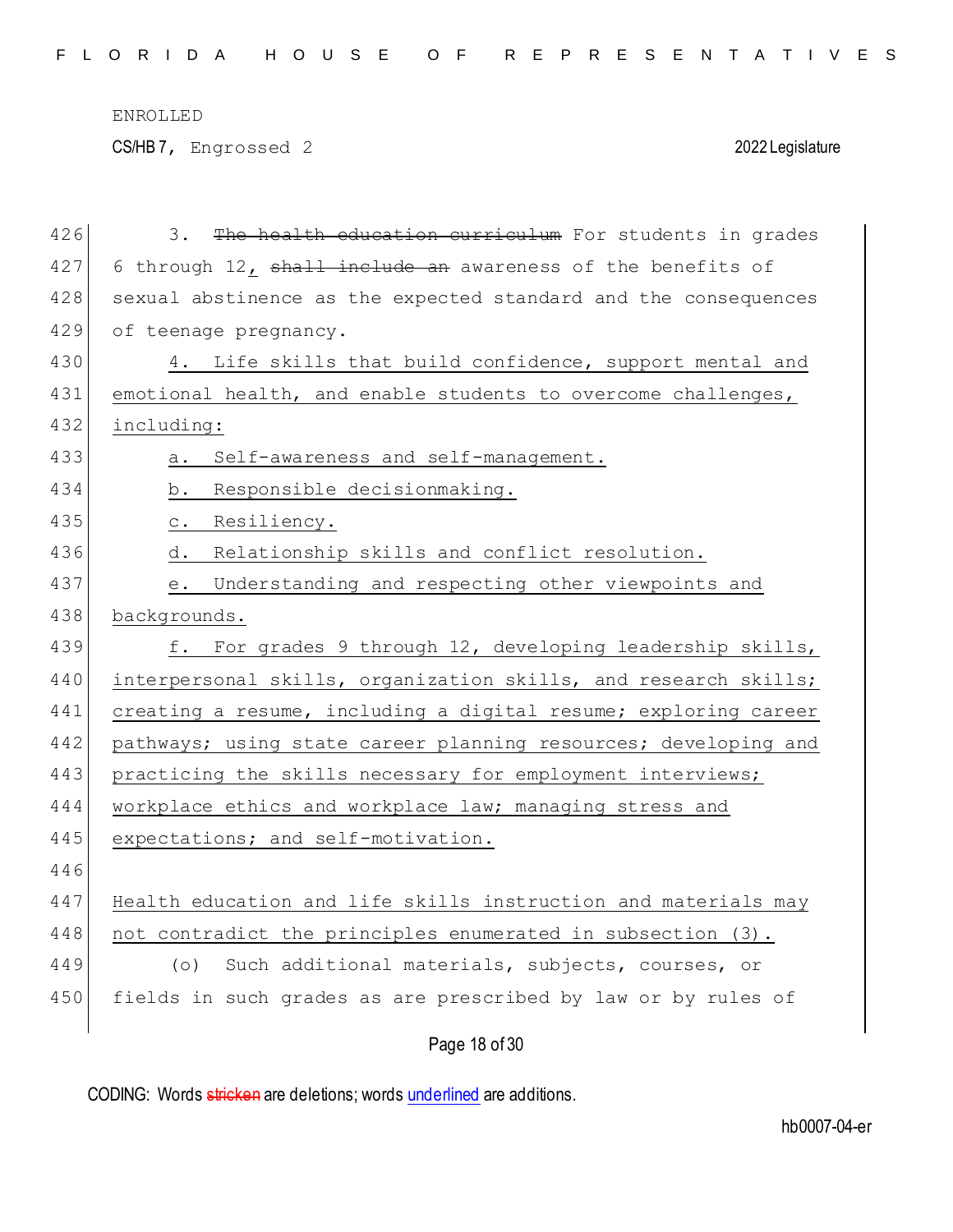3. ~~The health education curriculum~~ For students in grades 6 through 12, ~~shall include an~~ awareness of the benefits of sexual abstinence as the expected standard and the consequences of teenage pregnancy.

4. Life skills that build confidence, support mental and emotional health, and enable students to overcome challenges, including:

a. Self-awareness and self-management.

b. Responsible decisionmaking.

c. Resiliency.

d. Relationship skills and conflict resolution.

e. Understanding and respecting other viewpoints and backgrounds.

f. For grades 9 through 12, developing leadership skills, interpersonal skills, organization skills, and research skills; creating a resume, including a digital resume; exploring career pathways; using state career planning resources; developing and practicing the skills necessary for employment interviews; workplace ethics and workplace law; managing stress and expectations; and self-motivation.

Health education and life skills instruction and materials may not contradict the principles enumerated in subsection (3).

(o) Such additional materials, subjects, courses, or fields in such grades as are prescribed by law or by rules of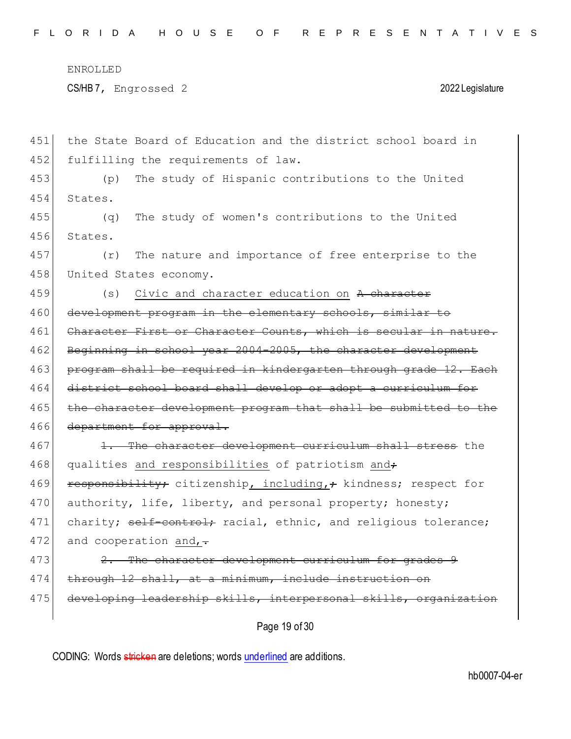ENROLLED

CS/HB 7, Engrossed 2 2022 Legislature

451 the State Board of Education and the district school board in
452 fulfilling the requirements of law.

453 (p) The study of Hispanic contributions to the United
454 States.

455 (q) The study of women's contributions to the United
456 States.

457 (r) The nature and importance of free enterprise to the
458 United States economy.

459 (s) <u>Civic and character education on</u> ~~A character~~
460 ~~development program in the elementary schools, similar to~~
461 ~~Character First or Character Counts, which is secular in nature.~~
462 ~~Beginning in school year 2004-2005, the character development~~
463 ~~program shall be required in kindergarten through grade 12. Each~~
464 ~~district school board shall develop or adopt a curriculum for~~
465 ~~the character development program that shall be submitted to the~~
466 ~~department for approval.~~

467 ~~1. The character development curriculum shall stress~~ the
468 qualities <u>and responsibilities</u> of patriotism <u>and</u>~~;~~
469 ~~responsibility;~~ citizenship<u>, including,</u>~~;~~ kindness; respect for
470 authority, life, liberty, and personal property; honesty;
471 charity; ~~self-control;~~ racial, ethnic, and religious tolerance;
472 and cooperation <u>and,</u>~~.~~

473 ~~2. The character development curriculum for grades 9~~
474 ~~through 12 shall, at a minimum, include instruction on~~
475 ~~developing leadership skills, interpersonal skills, organization~~

CODING: Words ~~stricken~~ are deletions; words <u>underlined</u> are additions.

hb0007-04-er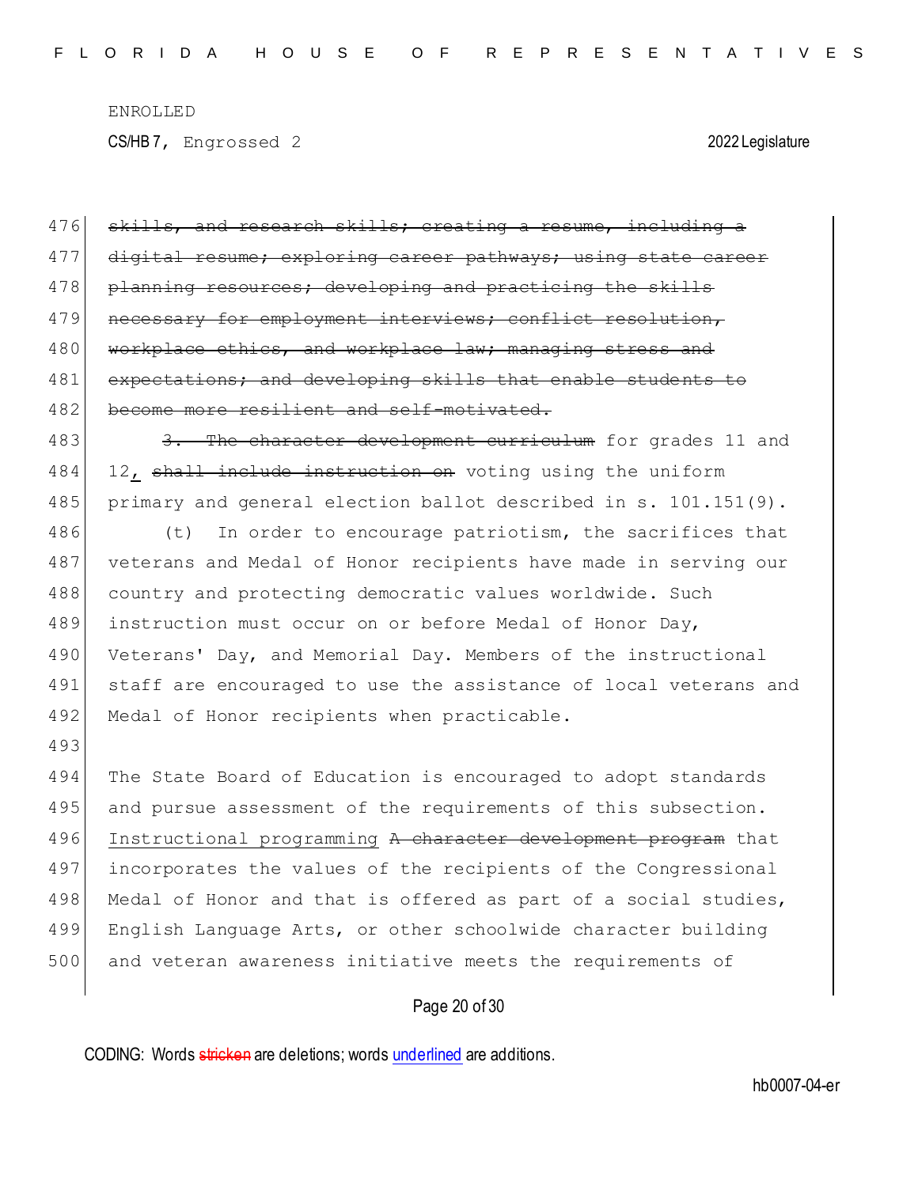476 ~~skills, and research skills; creating a resume, including a~~
477 ~~digital resume; exploring career pathways; using state career~~
478 ~~planning resources; developing and practicing the skills~~
479 ~~necessary for employment interviews; conflict resolution,~~
480 ~~workplace ethics, and workplace law; managing stress and~~
481 ~~expectations; and developing skills that enable students to~~
482 ~~become more resilient and self-motivated.~~

483 ~~3. The character development curriculum~~ for grades 11 and
484 12, ~~shall include instruction on~~ voting using the uniform
485 primary and general election ballot described in s. 101.151(9).

486 (t) In order to encourage patriotism, the sacrifices that
487 veterans and Medal of Honor recipients have made in serving our
488 country and protecting democratic values worldwide. Such
489 instruction must occur on or before Medal of Honor Day,
490 Veterans' Day, and Memorial Day. Members of the instructional
491 staff are encouraged to use the assistance of local veterans and
492 Medal of Honor recipients when practicable.

493

494 The State Board of Education is encouraged to adopt standards
495 and pursue assessment of the requirements of this subsection.
496 Instructional programming ~~A character development program~~ that
497 incorporates the values of the recipients of the Congressional
498 Medal of Honor and that is offered as part of a social studies,
499 English Language Arts, or other schoolwide character building
500 and veteran awareness initiative meets the requirements of

CODING: Words ~~stricken~~ are deletions; words underlined are additions.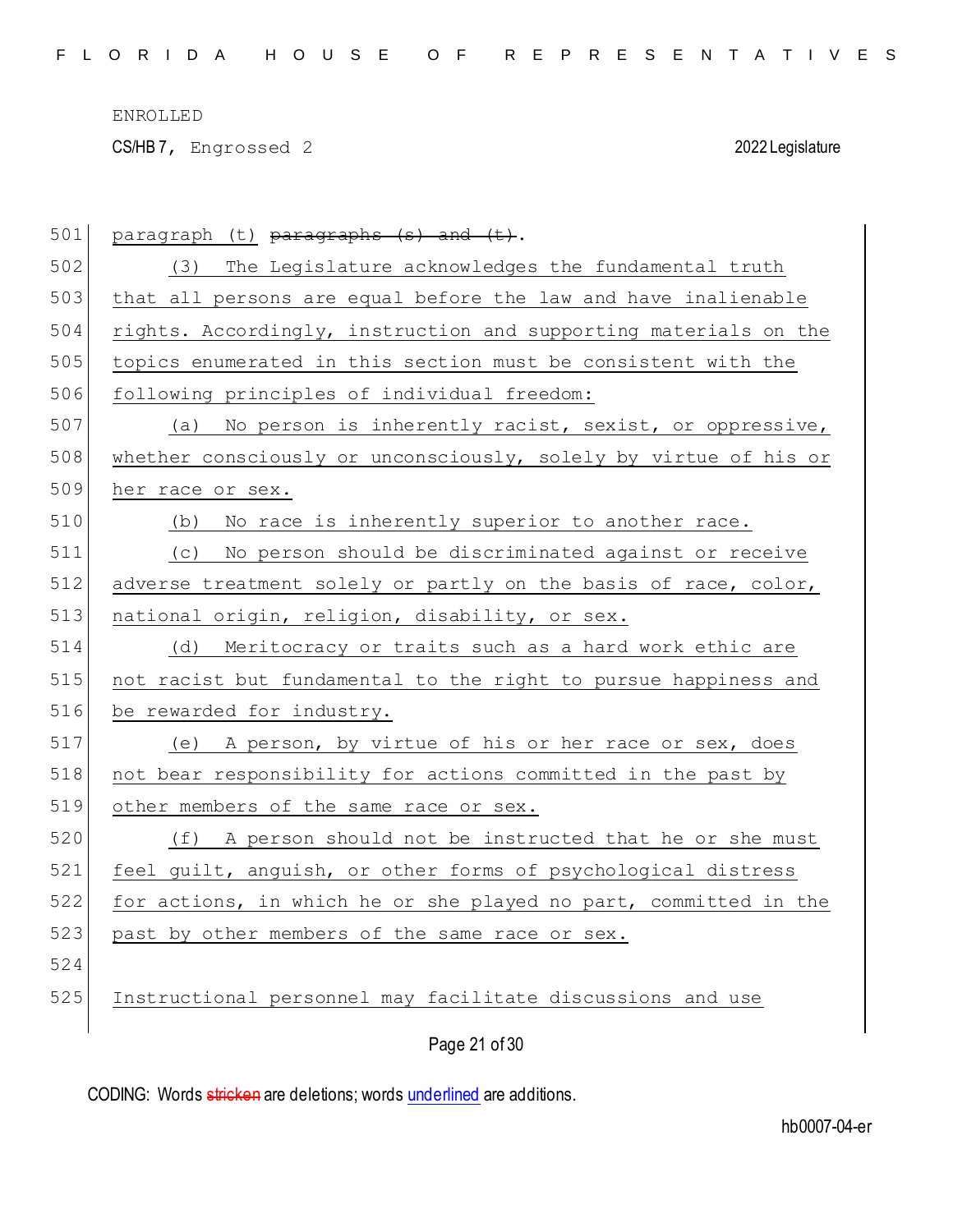501 paragraph (t) ~~paragraphs (s) and (t)~~.

502 (3) The Legislature acknowledges the fundamental truth
503 that all persons are equal before the law and have inalienable
504 rights. Accordingly, instruction and supporting materials on the
505 topics enumerated in this section must be consistent with the
506 following principles of individual freedom:

507 (a) No person is inherently racist, sexist, or oppressive,
508 whether consciously or unconsciously, solely by virtue of his or
509 her race or sex.

510 (b) No race is inherently superior to another race.

511 (c) No person should be discriminated against or receive
512 adverse treatment solely or partly on the basis of race, color,
513 national origin, religion, disability, or sex.

514 (d) Meritocracy or traits such as a hard work ethic are
515 not racist but fundamental to the right to pursue happiness and
516 be rewarded for industry.

517 (e) A person, by virtue of his or her race or sex, does
518 not bear responsibility for actions committed in the past by
519 other members of the same race or sex.

520 (f) A person should not be instructed that he or she must
521 feel guilt, anguish, or other forms of psychological distress
522 for actions, in which he or she played no part, committed in the
523 past by other members of the same race or sex.

524

525 Instructional personnel may facilitate discussions and use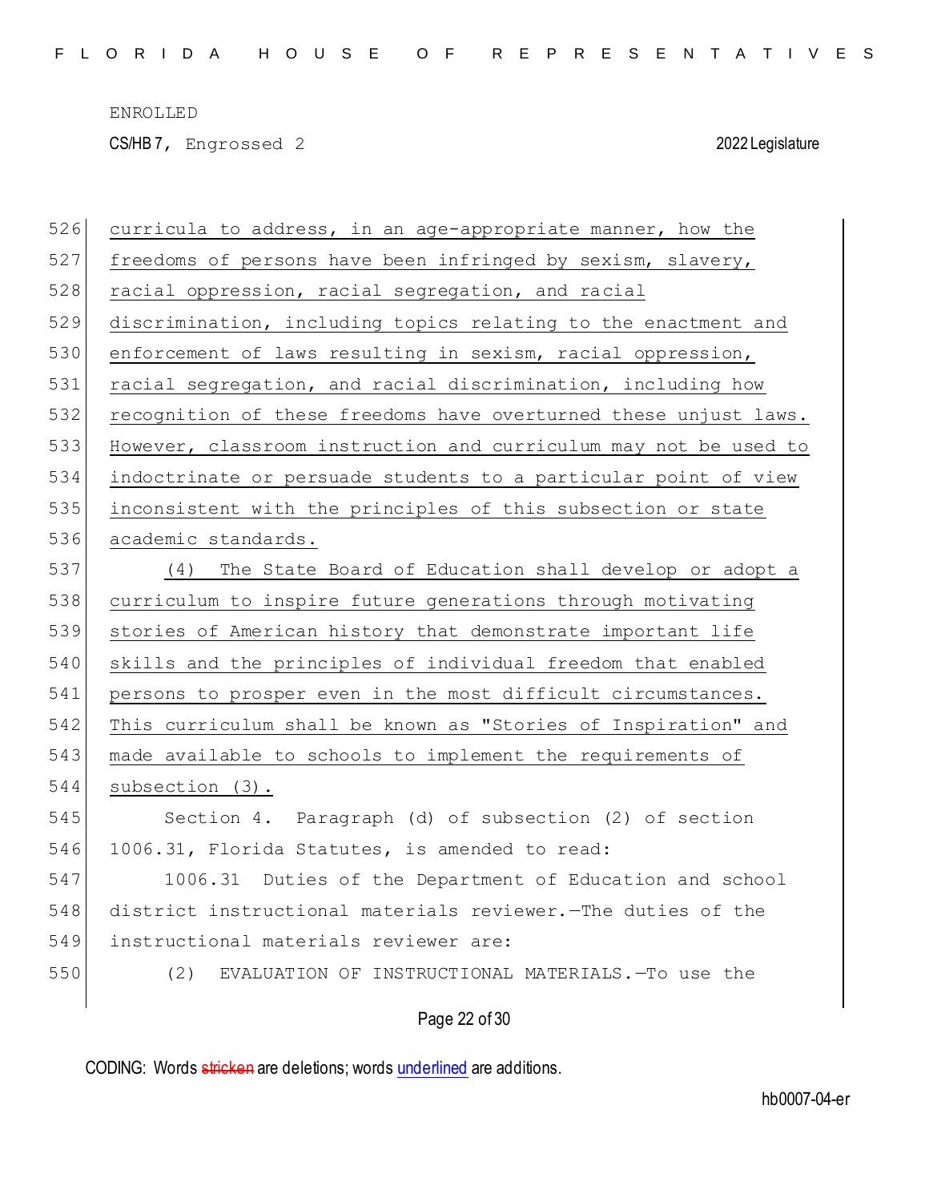526 curricula to address, in an age-appropriate manner, how the
527 freedoms of persons have been infringed by sexism, slavery,
528 racial oppression, racial segregation, and racial
529 discrimination, including topics relating to the enactment and
530 enforcement of laws resulting in sexism, racial oppression,
531 racial segregation, and racial discrimination, including how
532 recognition of these freedoms have overturned these unjust laws.
533 However, classroom instruction and curriculum may not be used to
534 indoctrinate or persuade students to a particular point of view
535 inconsistent with the principles of this subsection or state
536 academic standards.

537 (4) The State Board of Education shall develop or adopt a
538 curriculum to inspire future generations through motivating
539 stories of American history that demonstrate important life
540 skills and the principles of individual freedom that enabled
541 persons to prosper even in the most difficult circumstances.
542 This curriculum shall be known as "Stories of Inspiration" and
543 made available to schools to implement the requirements of
544 subsection (3).

545 Section 4. Paragraph (d) of subsection (2) of section
546 1006.31, Florida Statutes, is amended to read:

547 1006.31 Duties of the Department of Education and school
548 district instructional materials reviewer.—The duties of the
549 instructional materials reviewer are:

550 (2) EVALUATION OF INSTRUCTIONAL MATERIALS.—To use the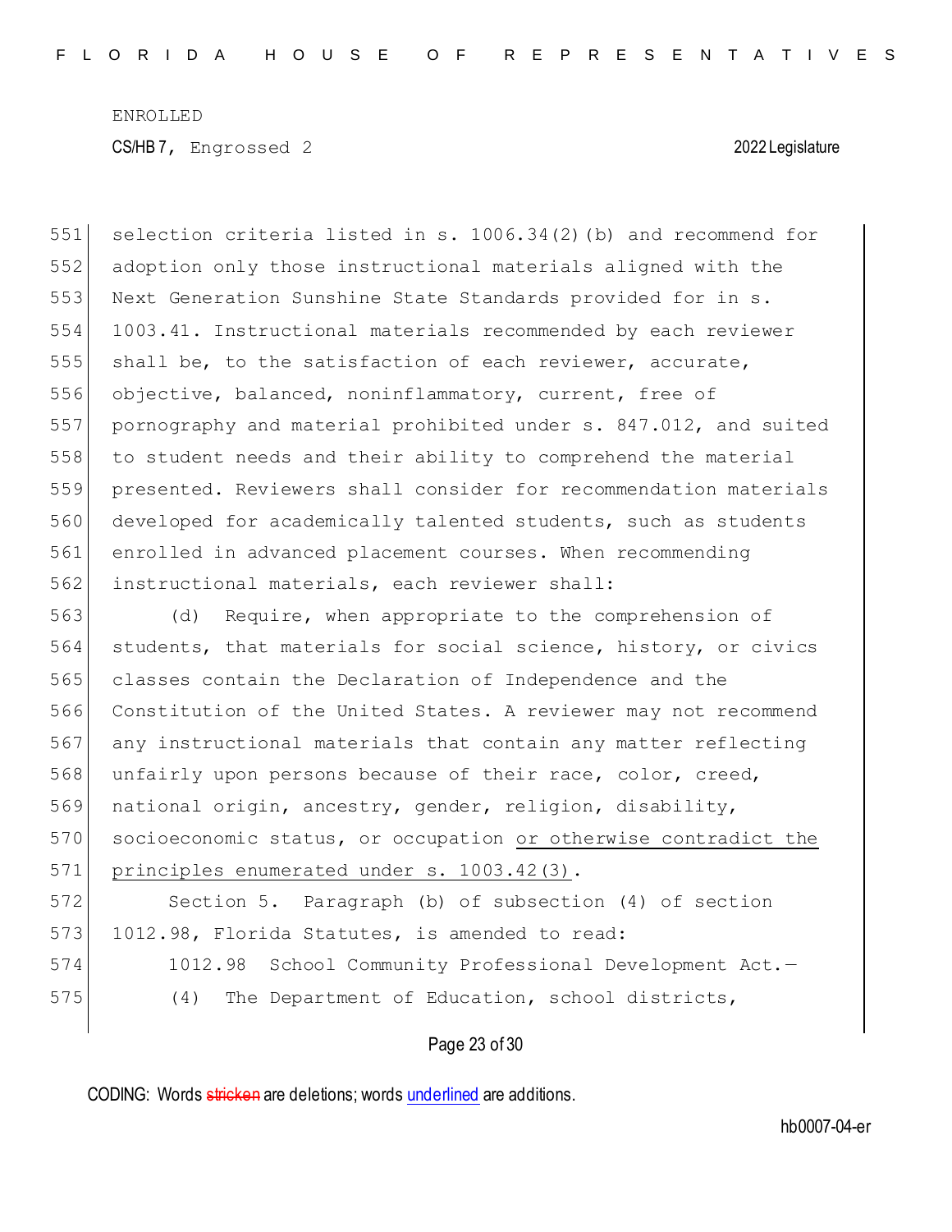selection criteria listed in s. 1006.34(2)(b) and recommend for adoption only those instructional materials aligned with the Next Generation Sunshine State Standards provided for in s. 1003.41. Instructional materials recommended by each reviewer shall be, to the satisfaction of each reviewer, accurate, objective, balanced, noninflammatory, current, free of pornography and material prohibited under s. 847.012, and suited to student needs and their ability to comprehend the material presented. Reviewers shall consider for recommendation materials developed for academically talented students, such as students enrolled in advanced placement courses. When recommending instructional materials, each reviewer shall:

(d) Require, when appropriate to the comprehension of students, that materials for social science, history, or civics classes contain the Declaration of Independence and the Constitution of the United States. A reviewer may not recommend any instructional materials that contain any matter reflecting unfairly upon persons because of their race, color, creed, national origin, ancestry, gender, religion, disability, socioeconomic status, or occupation <u>or otherwise contradict the principles enumerated under s. 1003.42(3)</u>.

Section 5. Paragraph (b) of subsection (4) of section 1012.98, Florida Statutes, is amended to read:

1012.98 School Community Professional Development Act.—

(4) The Department of Education, school districts,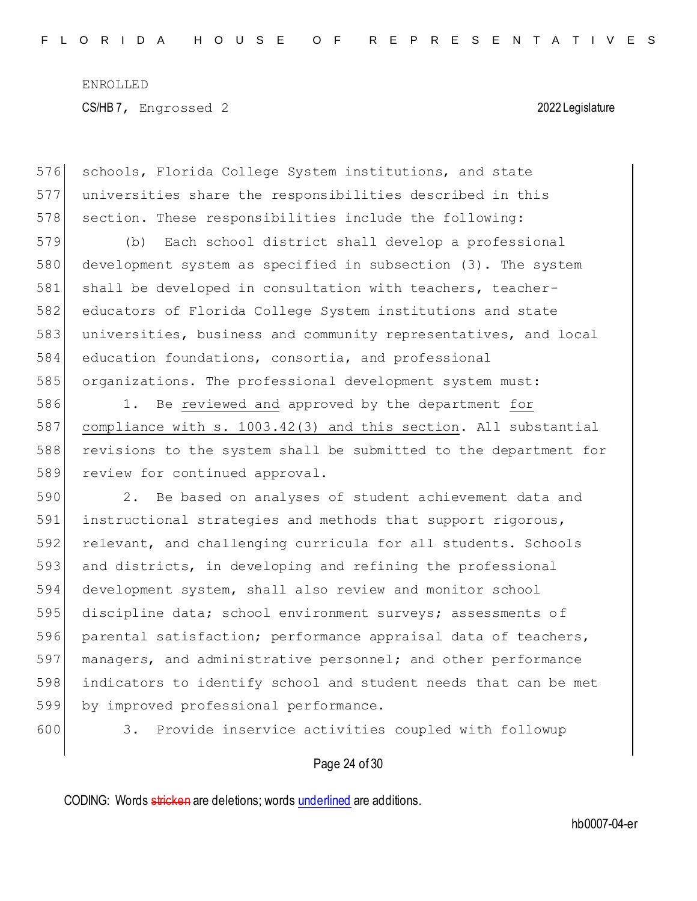schools, Florida College System institutions, and state universities share the responsibilities described in this section. These responsibilities include the following:

(b) Each school district shall develop a professional development system as specified in subsection (3). The system shall be developed in consultation with teachers, teacher-educators of Florida College System institutions and state universities, business and community representatives, and local education foundations, consortia, and professional organizations. The professional development system must:

1. Be <u>reviewed and</u> approved by the department <u>for compliance with s. 1003.42(3) and this section</u>. All substantial revisions to the system shall be submitted to the department for review for continued approval.

2. Be based on analyses of student achievement data and instructional strategies and methods that support rigorous, relevant, and challenging curricula for all students. Schools and districts, in developing and refining the professional development system, shall also review and monitor school discipline data; school environment surveys; assessments of parental satisfaction; performance appraisal data of teachers, managers, and administrative personnel; and other performance indicators to identify school and student needs that can be met by improved professional performance.

3. Provide inservice activities coupled with followup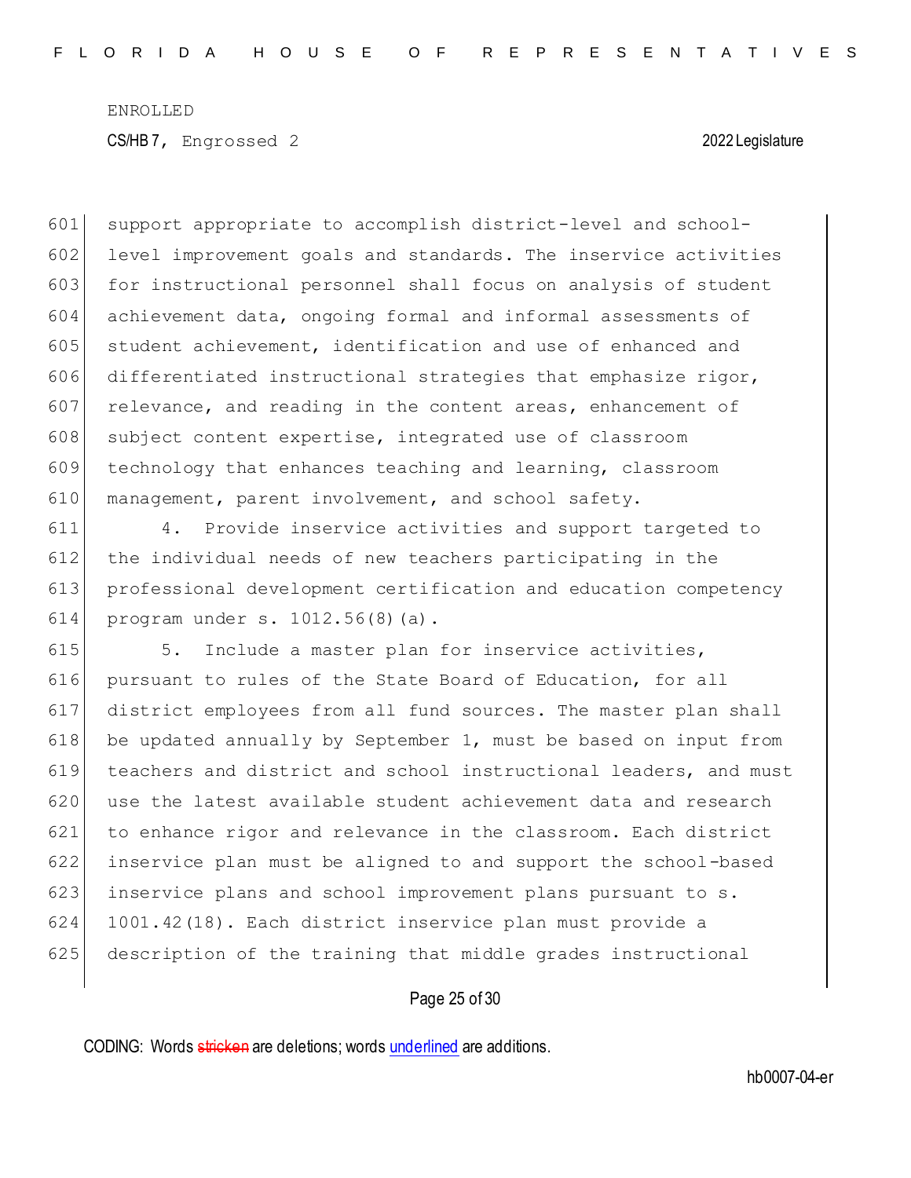support appropriate to accomplish district-level and school-level improvement goals and standards. The inservice activities for instructional personnel shall focus on analysis of student achievement data, ongoing formal and informal assessments of student achievement, identification and use of enhanced and differentiated instructional strategies that emphasize rigor, relevance, and reading in the content areas, enhancement of subject content expertise, integrated use of classroom technology that enhances teaching and learning, classroom management, parent involvement, and school safety.

4. Provide inservice activities and support targeted to the individual needs of new teachers participating in the professional development certification and education competency program under s. 1012.56(8)(a).

5. Include a master plan for inservice activities, pursuant to rules of the State Board of Education, for all district employees from all fund sources. The master plan shall be updated annually by September 1, must be based on input from teachers and district and school instructional leaders, and must use the latest available student achievement data and research to enhance rigor and relevance in the classroom. Each district inservice plan must be aligned to and support the school-based inservice plans and school improvement plans pursuant to s. 1001.42(18). Each district inservice plan must provide a description of the training that middle grades instructional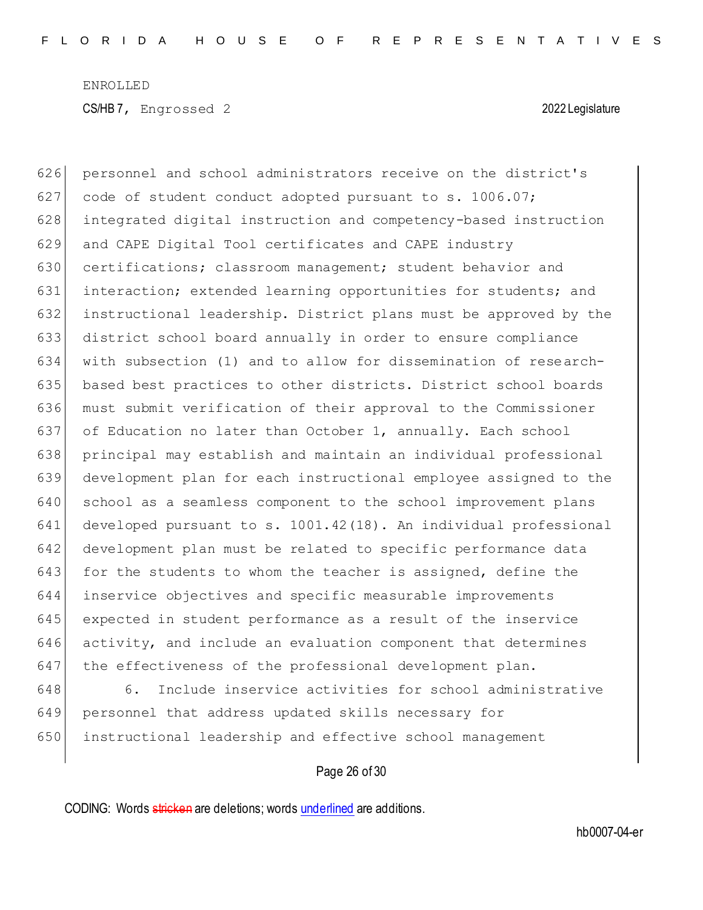personnel and school administrators receive on the district's code of student conduct adopted pursuant to s. 1006.07; integrated digital instruction and competency-based instruction and CAPE Digital Tool certificates and CAPE industry certifications; classroom management; student behavior and interaction; extended learning opportunities for students; and instructional leadership. District plans must be approved by the district school board annually in order to ensure compliance with subsection (1) and to allow for dissemination of research-based best practices to other districts. District school boards must submit verification of their approval to the Commissioner of Education no later than October 1, annually. Each school principal may establish and maintain an individual professional development plan for each instructional employee assigned to the school as a seamless component to the school improvement plans developed pursuant to s. 1001.42(18). An individual professional development plan must be related to specific performance data for the students to whom the teacher is assigned, define the inservice objectives and specific measurable improvements expected in student performance as a result of the inservice activity, and include an evaluation component that determines the effectiveness of the professional development plan.

6. Include inservice activities for school administrative personnel that address updated skills necessary for instructional leadership and effective school management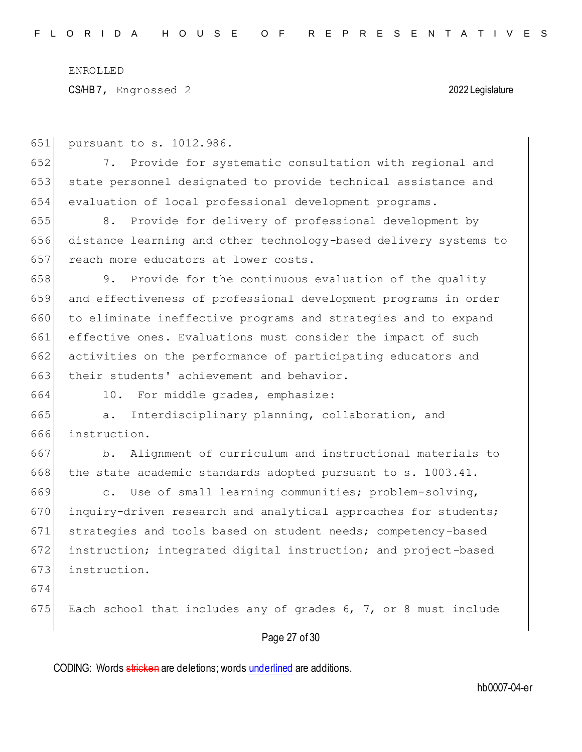pursuant to s. 1012.986.

7. Provide for systematic consultation with regional and state personnel designated to provide technical assistance and evaluation of local professional development programs.

8. Provide for delivery of professional development by distance learning and other technology-based delivery systems to reach more educators at lower costs.

9. Provide for the continuous evaluation of the quality and effectiveness of professional development programs in order to eliminate ineffective programs and strategies and to expand effective ones. Evaluations must consider the impact of such activities on the performance of participating educators and their students' achievement and behavior.

10. For middle grades, emphasize:

a. Interdisciplinary planning, collaboration, and instruction.

b. Alignment of curriculum and instructional materials to the state academic standards adopted pursuant to s. 1003.41.

c. Use of small learning communities; problem-solving, inquiry-driven research and analytical approaches for students; strategies and tools based on student needs; competency-based instruction; integrated digital instruction; and project-based instruction.

Each school that includes any of grades 6, 7, or 8 must include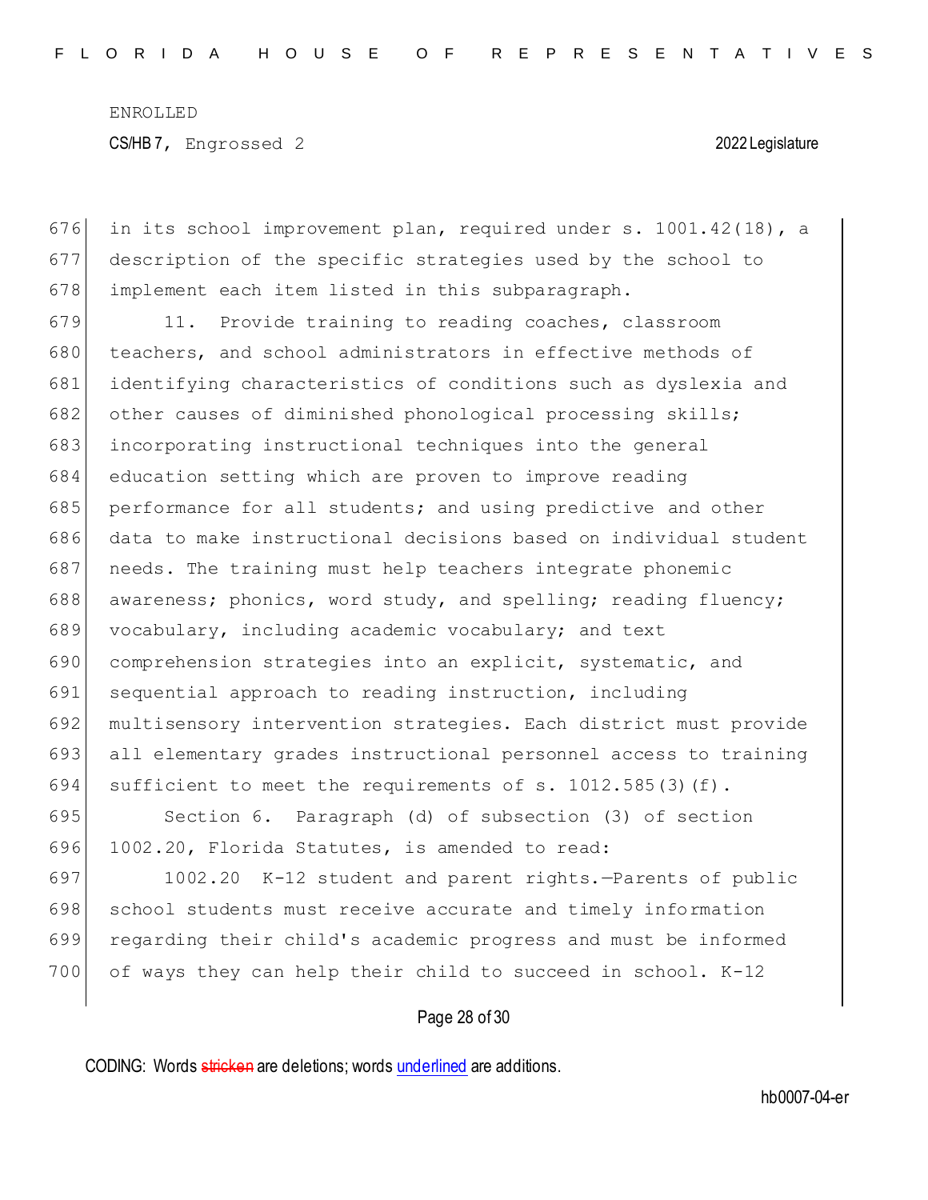in its school improvement plan, required under s. 1001.42(18), a description of the specific strategies used by the school to implement each item listed in this subparagraph.

11. Provide training to reading coaches, classroom teachers, and school administrators in effective methods of identifying characteristics of conditions such as dyslexia and other causes of diminished phonological processing skills; incorporating instructional techniques into the general education setting which are proven to improve reading performance for all students; and using predictive and other data to make instructional decisions based on individual student needs. The training must help teachers integrate phonemic awareness; phonics, word study, and spelling; reading fluency; vocabulary, including academic vocabulary; and text comprehension strategies into an explicit, systematic, and sequential approach to reading instruction, including multisensory intervention strategies. Each district must provide all elementary grades instructional personnel access to training sufficient to meet the requirements of s. 1012.585(3)(f).

Section 6. Paragraph (d) of subsection (3) of section 1002.20, Florida Statutes, is amended to read:

1002.20 K-12 student and parent rights.—Parents of public school students must receive accurate and timely information regarding their child's academic progress and must be informed of ways they can help their child to succeed in school. K-12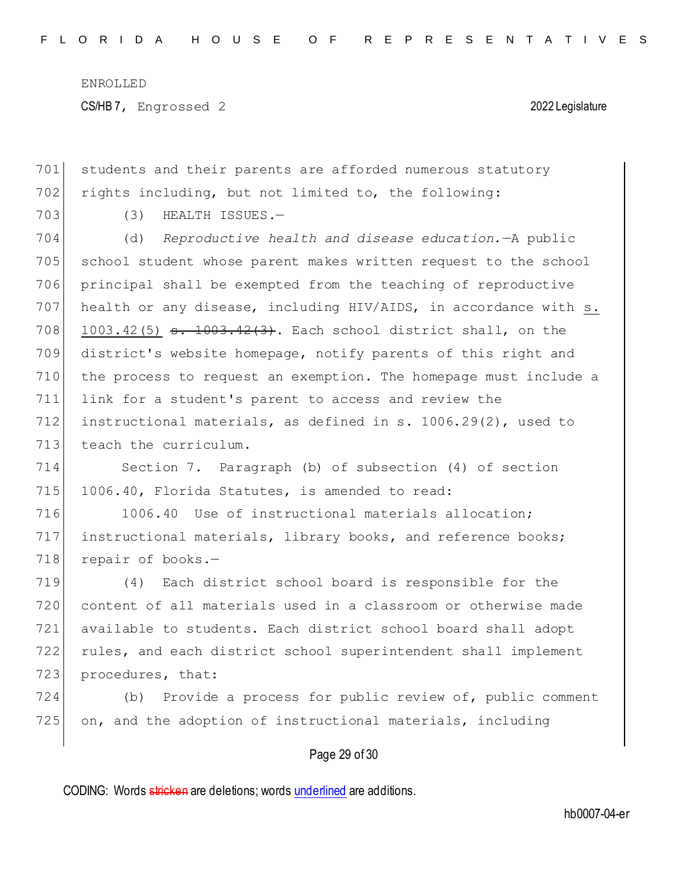students and their parents are afforded numerous statutory rights including, but not limited to, the following:

(3) HEALTH ISSUES.—

(d) *Reproductive health and disease education.*—A public school student whose parent makes written request to the school principal shall be exempted from the teaching of reproductive health or any disease, including HIV/AIDS, in accordance with <u>s. 1003.42(5)</u> ~~s. 1003.42(3)~~. Each school district shall, on the district's website homepage, notify parents of this right and the process to request an exemption. The homepage must include a link for a student's parent to access and review the instructional materials, as defined in s. 1006.29(2), used to teach the curriculum.

Section 7. Paragraph (b) of subsection (4) of section 1006.40, Florida Statutes, is amended to read:

1006.40 Use of instructional materials allocation; instructional materials, library books, and reference books; repair of books.—

(4) Each district school board is responsible for the content of all materials used in a classroom or otherwise made available to students. Each district school board shall adopt rules, and each district school superintendent shall implement procedures, that:

(b) Provide a process for public review of, public comment on, and the adoption of instructional materials, including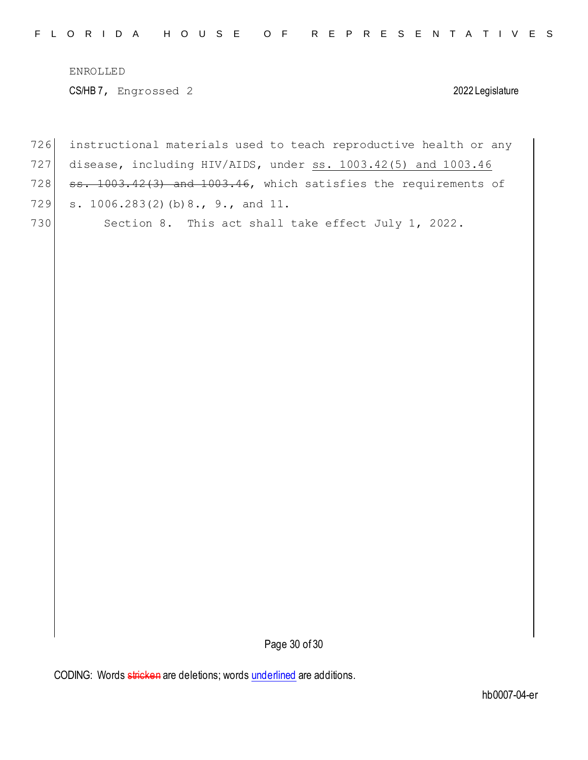ENROLLED

CS/HB 7, Engrossed 2 2022 Legislature

726 instructional materials used to teach reproductive health or any
727 disease, including HIV/AIDS, under ss. 1003.42(5) and 1003.46
728 ~~ss. 1003.42(3) and 1003.46~~, which satisfies the requirements of
729 s. 1006.283(2)(b)8., 9., and 11.
730 Section 8. This act shall take effect July 1, 2022.

CODING: Words ~~stricken~~ are deletions; words underlined are additions.

hb0007-04-er